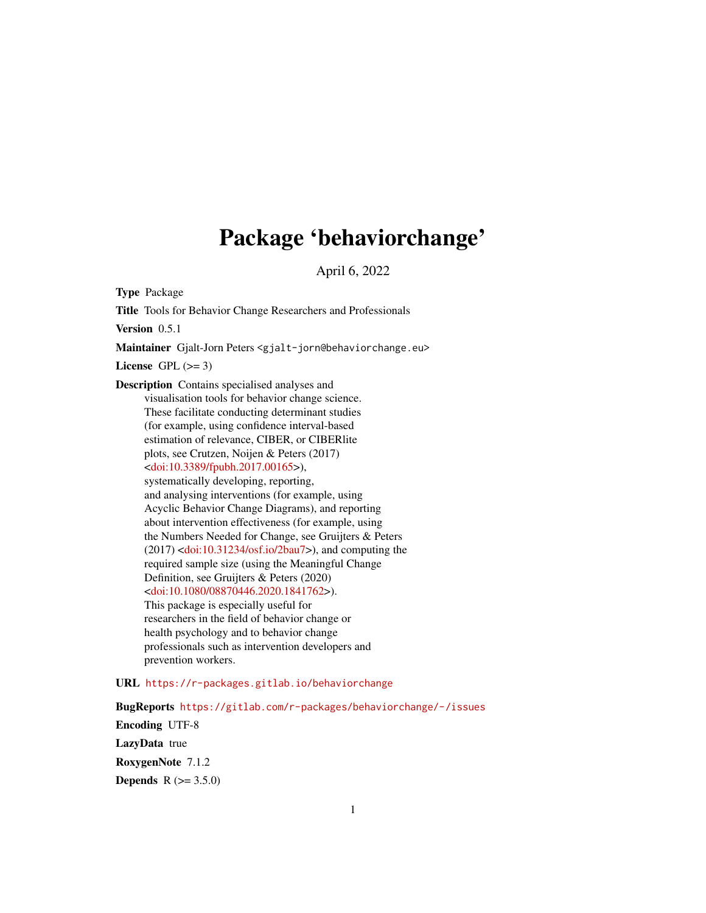# Package 'behaviorchange'

April 6, 2022

**Type** Package

**Title** Tools for Behavior Change Researchers and Professionals

**Version** 0.5.1

**Maintainer** Gjalt-Jorn Peters <gjalt-jorn@behaviorchange.eu>

**License** GPL (>= 3)

**Description** Contains specialised analyses and visualisation tools for behavior change science. These facilitate conducting determinant studies (for example, using confidence interval-based estimation of relevance, CIBER, or CIBERlite plots, see Crutzen, Noijen & Peters (2017) <doi:10.3389/fpubh.2017.00165>), systematically developing, reporting, and analysing interventions (for example, using Acyclic Behavior Change Diagrams), and reporting about intervention effectiveness (for example, using the Numbers Needed for Change, see Gruijters & Peters (2017) <doi:10.31234/osf.io/2bau7>), and computing the required sample size (using the Meaningful Change Definition, see Gruijters & Peters (2020) <doi:10.1080/08870446.2020.1841762>). This package is especially useful for researchers in the field of behavior change or health psychology and to behavior change professionals such as intervention developers and prevention workers.

**URL** https://r-packages.gitlab.io/behaviorchange

**BugReports** https://gitlab.com/r-packages/behaviorchange/-/issues

**Encoding** UTF-8

**LazyData** true

**RoxygenNote** 7.1.2

**Depends** R (>= 3.5.0)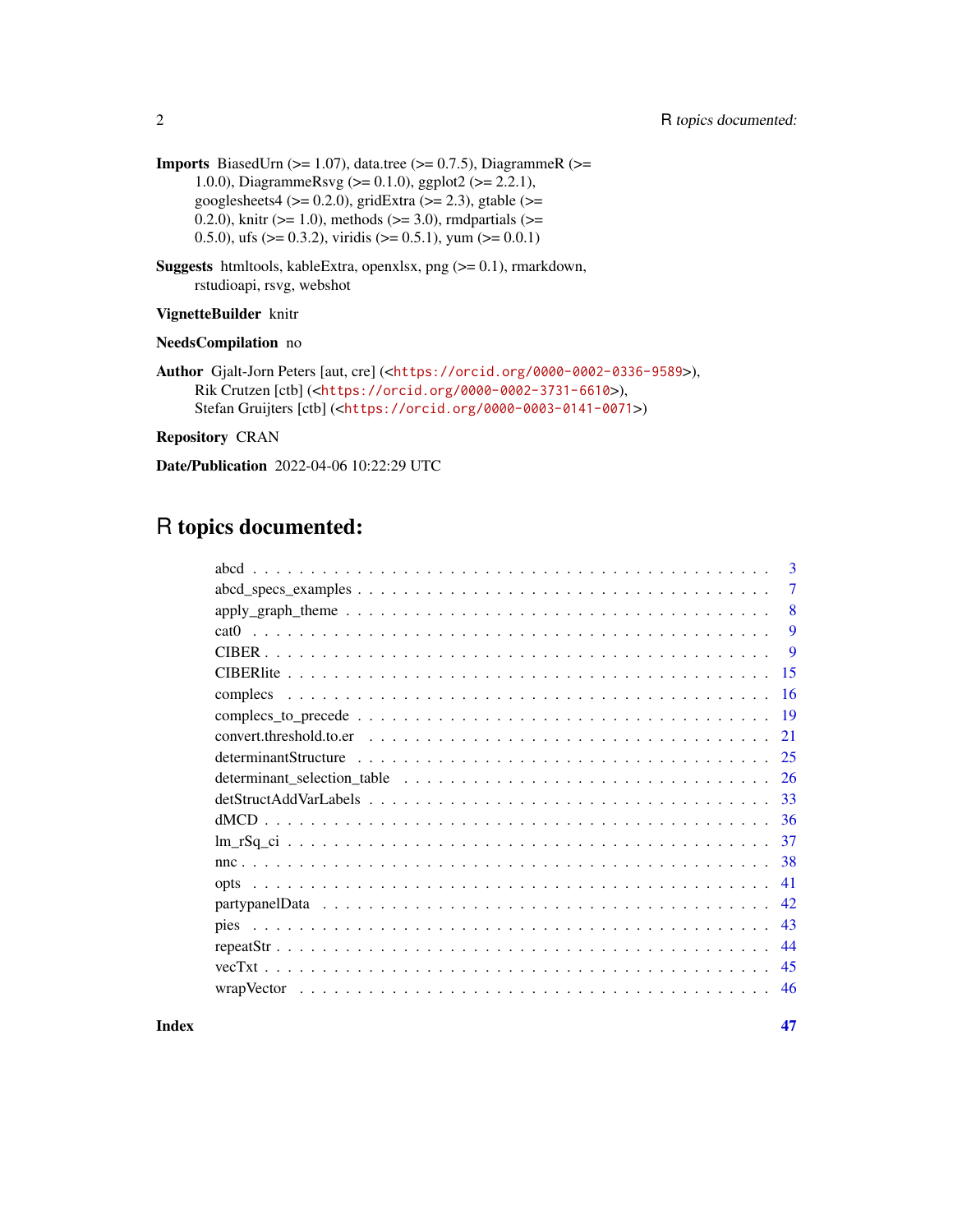**Imports** BiasedUrn (>= 1.07), data.tree (>= 0.7.5), DiagrammeR (>= 1.0.0), DiagrammeRsvg (>= 0.1.0), ggplot2 (>= 2.2.1), googlesheets4 (>= 0.2.0), gridExtra (>= 2.3), gtable (>= 0.2.0), knitr (>= 1.0), methods (>= 3.0), rmdpartials (>= 0.5.0), ufs (>= 0.3.2), viridis (>= 0.5.1), yum (>= 0.0.1)

**Suggests** htmltools, kableExtra, openxlsx, png (>= 0.1), rmarkdown, rstudioapi, rsvg, webshot

**VignetteBuilder** knitr

**NeedsCompilation** no

**Author** Gjalt-Jorn Peters [aut, cre] (<https://orcid.org/0000-0002-0336-9589>), Rik Crutzen [ctb] (<https://orcid.org/0000-0002-3731-6610>), Stefan Gruijters [ctb] (<https://orcid.org/0000-0003-0141-0071>)

**Repository** CRAN

**Date/Publication** 2022-04-06 10:22:29 UTC

# R topics documented:

| | |
|---|---|
| abcd | 3 |
| abcd_specs_examples | 7 |
| apply_graph_theme | 8 |
| cat0 | 9 |
| CIBER | 9 |
| CIBERlite | 15 |
| complecs | 16 |
| complecs_to_precede | 19 |
| convert.threshold.to.er | 21 |
| determinantStructure | 25 |
| determinant_selection_table | 26 |
| detStructAddVarLabels | 33 |
| dMCD | 36 |
| lm_rSq_ci | 37 |
| nnc | 38 |
| opts | 41 |
| partypanelData | 42 |
| pies | 43 |
| repeatStr | 44 |
| vecTxt | 45 |
| wrapVector | 46 |
| **Index** | **47** |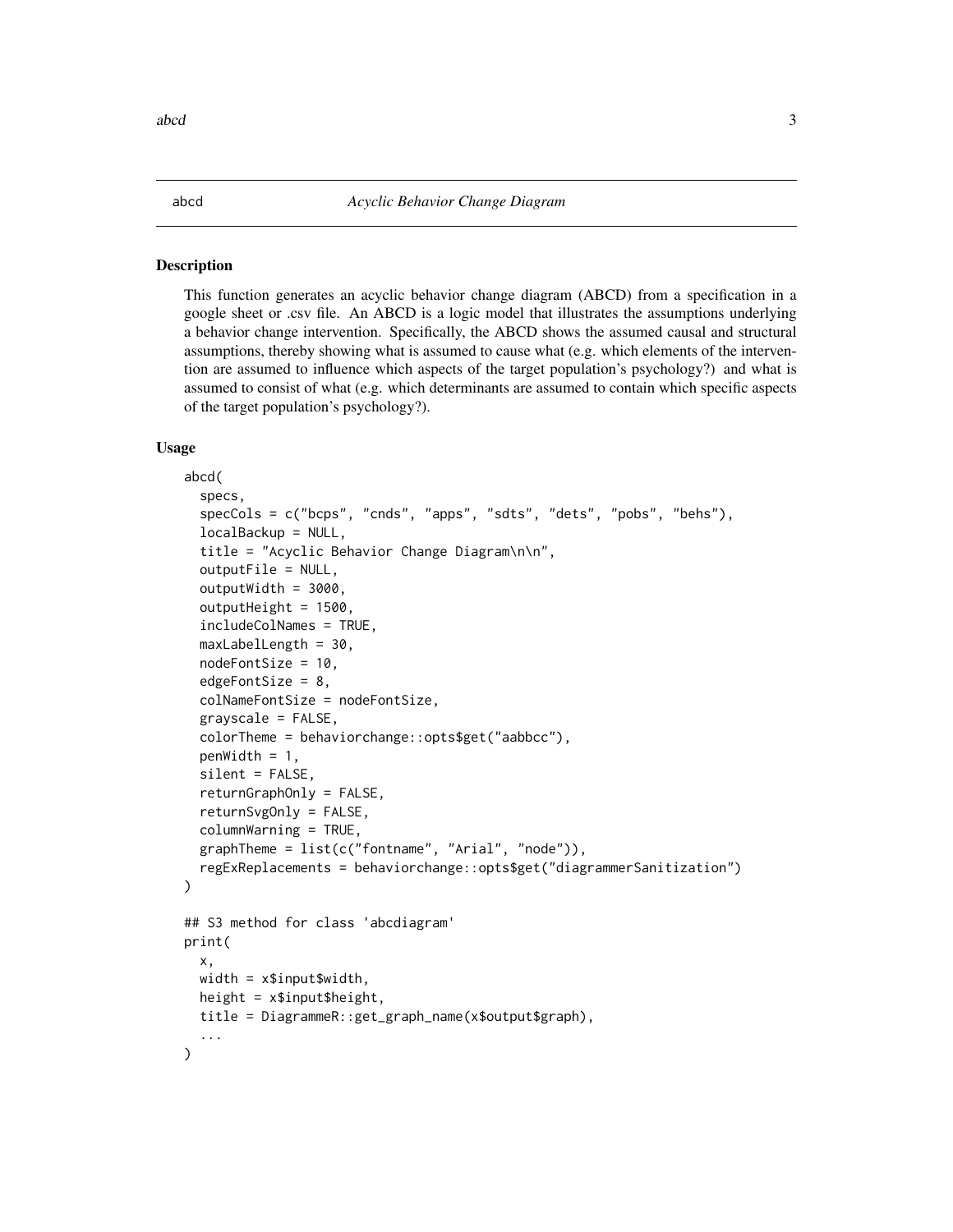`abcd` *Acyclic Behavior Change Diagram*

## Description

This function generates an acyclic behavior change diagram (ABCD) from a specification in a google sheet or .csv file. An ABCD is a logic model that illustrates the assumptions underlying a behavior change intervention. Specifically, the ABCD shows the assumed causal and structural assumptions, thereby showing what is assumed to cause what (e.g. which elements of the intervention are assumed to influence which aspects of the target population's psychology?) and what is assumed to consist of what (e.g. which determinants are assumed to contain which specific aspects of the target population's psychology?).

## Usage

```
abcd(
  specs,
  specCols = c("bcps", "cnds", "apps", "sdts", "dets", "pobs", "behs"),
  localBackup = NULL,
  title = "Acyclic Behavior Change Diagram\n\n",
  outputFile = NULL,
  outputWidth = 3000,
  outputHeight = 1500,
  includeColNames = TRUE,
  maxLabelLength = 30,
  nodeFontSize = 10,
  edgeFontSize = 8,
  colNameFontSize = nodeFontSize,
  grayscale = FALSE,
  colorTheme = behaviorchange::opts$get("aabbcc"),
  penWidth = 1,
  silent = FALSE,
  returnGraphOnly = FALSE,
  returnSvgOnly = FALSE,
  columnWarning = TRUE,
  graphTheme = list(c("fontname", "Arial", "node")),
  regExReplacements = behaviorchange::opts$get("diagrammerSanitization")
)

## S3 method for class 'abcdiagram'
print(
  x,
  width = x$input$width,
  height = x$input$height,
  title = DiagrammeR::get_graph_name(x$output$graph),
  ...
)
```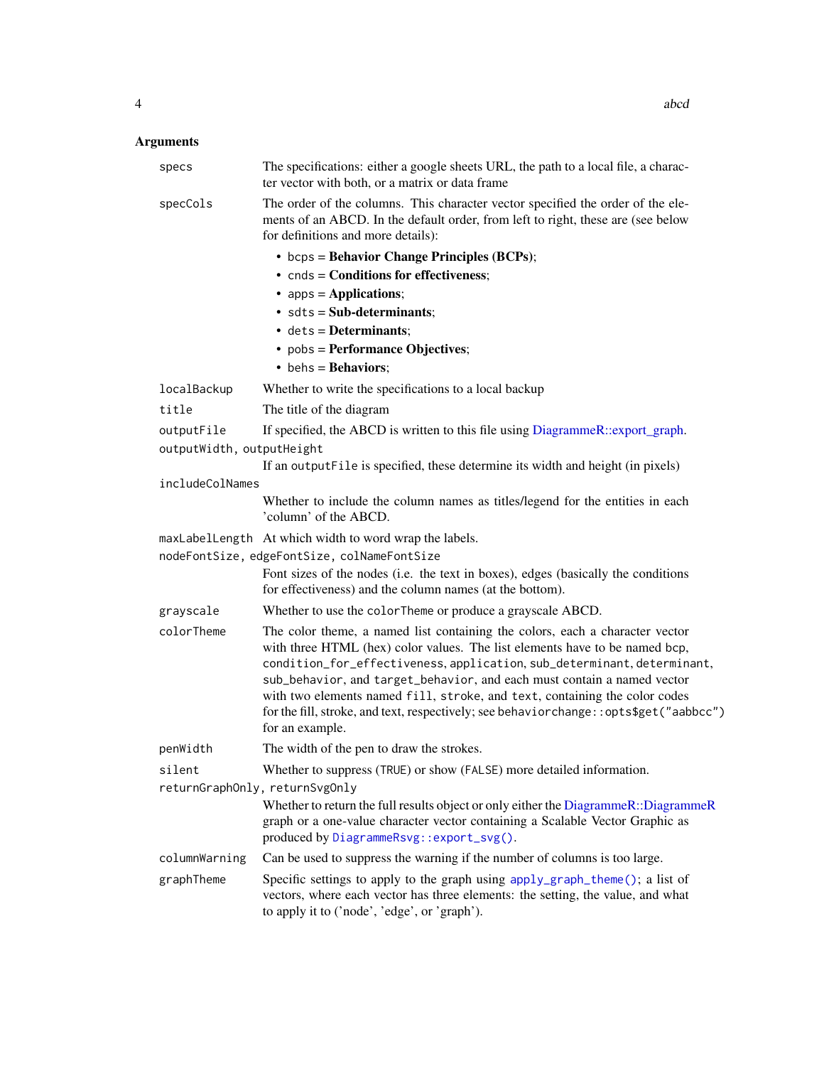## Arguments

**specs** The specifications: either a google sheets URL, the path to a local file, a character vector with both, or a matrix or data frame

**specCols** The order of the columns. This character vector specified the order of the elements of an ABCD. In the default order, from left to right, these are (see below for definitions and more details):

- `bcps` = **Behavior Change Principles (BCPs)**;
- `cnds` = **Conditions for effectiveness**;
- `apps` = **Applications**;
- `sdts` = **Sub-determinants**;
- `dets` = **Determinants**;
- `pobs` = **Performance Objectives**;
- `behs` = **Behaviors**;

**localBackup** Whether to write the specifications to a local backup

**title** The title of the diagram

**outputFile** If specified, the ABCD is written to this file using DiagrammeR::export_graph.

**outputWidth, outputHeight** If an `outputFile` is specified, these determine its width and height (in pixels)

**includeColNames** Whether to include the column names as titles/legend for the entities in each 'column' of the ABCD.

**maxLabelLength** At which width to word wrap the labels.

**nodeFontSize, edgeFontSize, colNameFontSize** Font sizes of the nodes (i.e. the text in boxes), edges (basically the conditions for effectiveness) and the column names (at the bottom).

**grayscale** Whether to use the `colorTheme` or produce a grayscale ABCD.

**colorTheme** The color theme, a named list containing the colors, each a character vector with three HTML (hex) color values. The list elements have to be named bcp, `condition_for_effectiveness`, `application`, `sub_determinant`, `determinant`, `sub_behavior`, and `target_behavior`, and each must contain a named vector with two elements named `fill`, `stroke`, and `text`, containing the color codes for the fill, stroke, and text, respectively; see `behaviorchange::opts$get("aabbcc")` for an example.

**penWidth** The width of the pen to draw the strokes.

**silent** Whether to suppress (`TRUE`) or show (`FALSE`) more detailed information.

**returnGraphOnly, returnSvgOnly** Whether to return the full results object or only either the DiagrammeR::DiagrammeR graph or a one-value character vector containing a Scalable Vector Graphic as produced by `DiagrammeRsvg::export_svg()`.

**columnWarning** Can be used to suppress the warning if the number of columns is too large.

**graphTheme** Specific settings to apply to the graph using `apply_graph_theme()`; a list of vectors, where each vector has three elements: the setting, the value, and what to apply it to ('node', 'edge', or 'graph').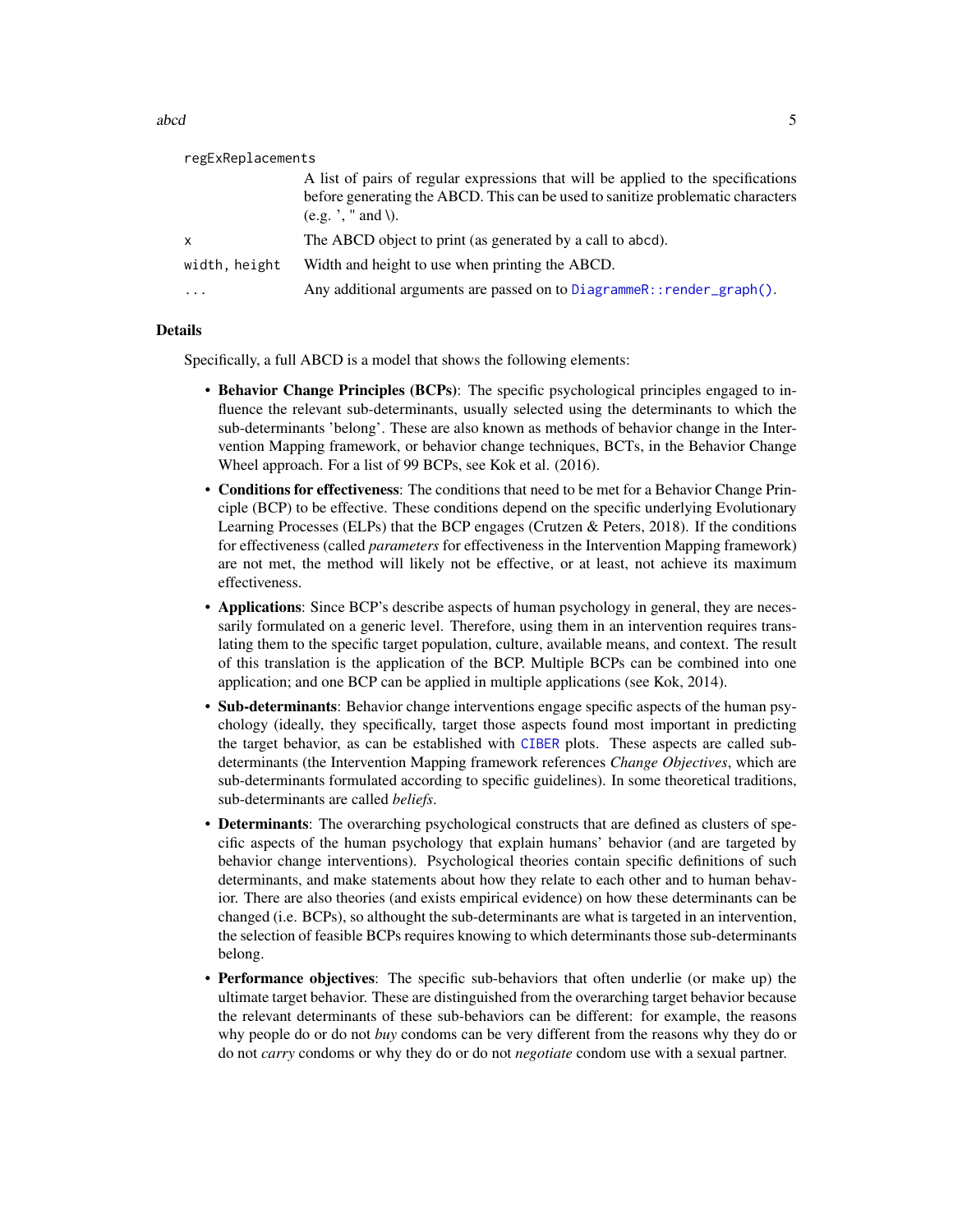regExReplacements
: A list of pairs of regular expressions that will be applied to the specifications before generating the ABCD. This can be used to sanitize problematic characters (e.g. ', " and \).

x
: The ABCD object to print (as generated by a call to abcd).

width, height
: Width and height to use when printing the ABCD.

...
: Any additional arguments are passed on to DiagrammeR::render_graph().

## Details

Specifically, a full ABCD is a model that shows the following elements:

- **Behavior Change Principles (BCPs)**: The specific psychological principles engaged to influence the relevant sub-determinants, usually selected using the determinants to which the sub-determinants 'belong'. These are also known as methods of behavior change in the Intervention Mapping framework, or behavior change techniques, BCTs, in the Behavior Change Wheel approach. For a list of 99 BCPs, see Kok et al. (2016).
- **Conditions for effectiveness**: The conditions that need to be met for a Behavior Change Principle (BCP) to be effective. These conditions depend on the specific underlying Evolutionary Learning Processes (ELPs) that the BCP engages (Crutzen & Peters, 2018). If the conditions for effectiveness (called *parameters* for effectiveness in the Intervention Mapping framework) are not met, the method will likely not be effective, or at least, not achieve its maximum effectiveness.
- **Applications**: Since BCP's describe aspects of human psychology in general, they are necessarily formulated on a generic level. Therefore, using them in an intervention requires translating them to the specific target population, culture, available means, and context. The result of this translation is the application of the BCP. Multiple BCPs can be combined into one application; and one BCP can be applied in multiple applications (see Kok, 2014).
- **Sub-determinants**: Behavior change interventions engage specific aspects of the human psychology (ideally, they specifically, target those aspects found most important in predicting the target behavior, as can be established with CIBER plots. These aspects are called sub-determinants (the Intervention Mapping framework references *Change Objectives*, which are sub-determinants formulated according to specific guidelines). In some theoretical traditions, sub-determinants are called *beliefs*.
- **Determinants**: The overarching psychological constructs that are defined as clusters of specific aspects of the human psychology that explain humans' behavior (and are targeted by behavior change interventions). Psychological theories contain specific definitions of such determinants, and make statements about how they relate to each other and to human behavior. There are also theories (and exists empirical evidence) on how these determinants can be changed (i.e. BCPs), so althought the sub-determinants are what is targeted in an intervention, the selection of feasible BCPs requires knowing to which determinants those sub-determinants belong.
- **Performance objectives**: The specific sub-behaviors that often underlie (or make up) the ultimate target behavior. These are distinguished from the overarching target behavior because the relevant determinants of these sub-behaviors can be different: for example, the reasons why people do or do not *buy* condoms can be very different from the reasons why they do or do not *carry* condoms or why they do or do not *negotiate* condom use with a sexual partner.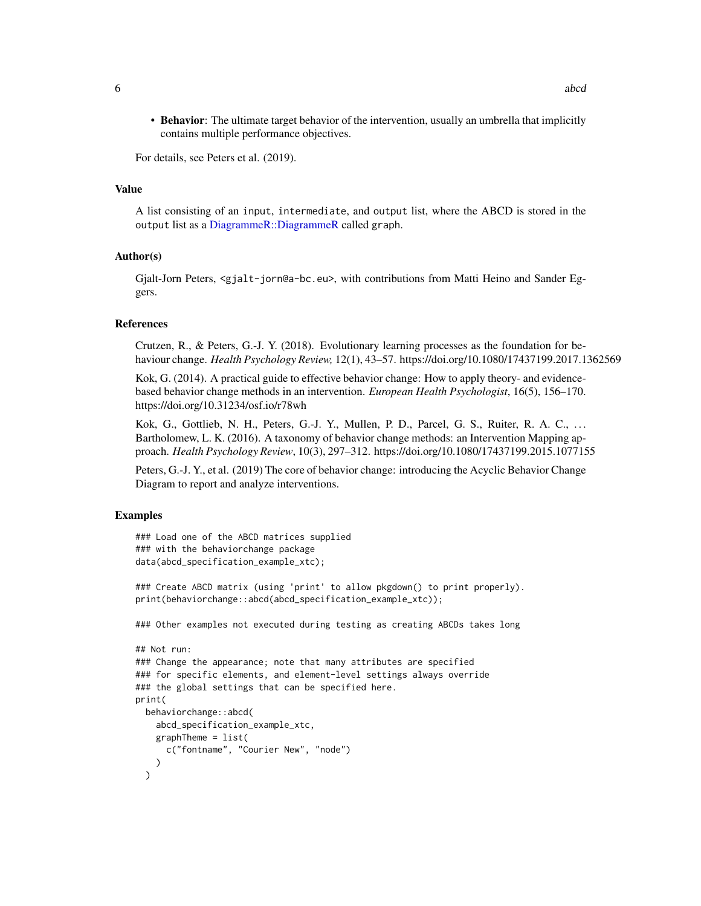- **Behavior**: The ultimate target behavior of the intervention, usually an umbrella that implicitly contains multiple performance objectives.

For details, see Peters et al. (2019).

### Value

A list consisting of an input, intermediate, and output list, where the ABCD is stored in the output list as a DiagrammeR::DiagrammeR called graph.

### Author(s)

Gjalt-Jorn Peters, <gjalt-jorn@a-bc.eu>, with contributions from Matti Heino and Sander Eggers.

### References

Crutzen, R., & Peters, G.-J. Y. (2018). Evolutionary learning processes as the foundation for behaviour change. *Health Psychology Review,* 12(1), 43–57. https://doi.org/10.1080/17437199.2017.1362569

Kok, G. (2014). A practical guide to effective behavior change: How to apply theory- and evidence-based behavior change methods in an intervention. *European Health Psychologist*, 16(5), 156–170. https://doi.org/10.31234/osf.io/r78wh

Kok, G., Gottlieb, N. H., Peters, G.-J. Y., Mullen, P. D., Parcel, G. S., Ruiter, R. A. C., ... Bartholomew, L. K. (2016). A taxonomy of behavior change methods: an Intervention Mapping approach. *Health Psychology Review*, 10(3), 297–312. https://doi.org/10.1080/17437199.2015.1077155

Peters, G.-J. Y., et al. (2019) The core of behavior change: introducing the Acyclic Behavior Change Diagram to report and analyze interventions.

### Examples

```
### Load one of the ABCD matrices supplied
### with the behaviorchange package
data(abcd_specification_example_xtc);

### Create ABCD matrix (using 'print' to allow pkgdown() to print properly).
print(behaviorchange::abcd(abcd_specification_example_xtc));

### Other examples not executed during testing as creating ABCDs takes long

## Not run:
### Change the appearance; note that many attributes are specified
### for specific elements, and element-level settings always override
### the global settings that can be specified here.
print(
  behaviorchange::abcd(
    abcd_specification_example_xtc,
    graphTheme = list(
      c("fontname", "Courier New", "node")
    )
  )
```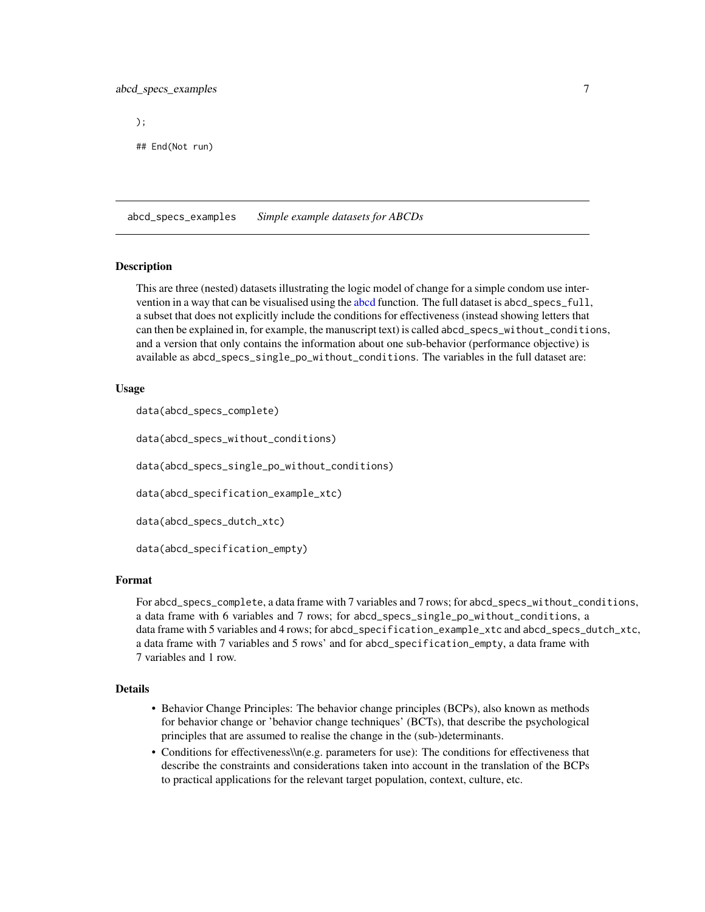```
);

## End(Not run)
```

---

abcd_specs_examples *Simple example datasets for ABCDs*

---

### Description

This are three (nested) datasets illustrating the logic model of change for a simple condom use intervention in a way that can be visualised using the abcd function. The full dataset is `abcd_specs_full`, a subset that does not explicitly include the conditions for effectiveness (instead showing letters that can then be explained in, for example, the manuscript text) is called `abcd_specs_without_conditions`, and a version that only contains the information about one sub-behavior (performance objective) is available as `abcd_specs_single_po_without_conditions`. The variables in the full dataset are:

### Usage

```
data(abcd_specs_complete)

data(abcd_specs_without_conditions)

data(abcd_specs_single_po_without_conditions)

data(abcd_specification_example_xtc)

data(abcd_specs_dutch_xtc)

data(abcd_specification_empty)
```

### Format

For `abcd_specs_complete`, a data frame with 7 variables and 7 rows; for `abcd_specs_without_conditions`, a data frame with 6 variables and 7 rows; for `abcd_specs_single_po_without_conditions`, a data frame with 5 variables and 4 rows; for `abcd_specification_example_xtc` and `abcd_specs_dutch_xtc`, a data frame with 7 variables and 5 rows' and for `abcd_specification_empty`, a data frame with 7 variables and 1 row.

### Details

- Behavior Change Principles: The behavior change principles (BCPs), also known as methods for behavior change or 'behavior change techniques' (BCTs), that describe the psychological principles that are assumed to realise the change in the (sub-)determinants.
- Conditions for effectiveness\\n(e.g. parameters for use): The conditions for effectiveness that describe the constraints and considerations taken into account in the translation of the BCPs to practical applications for the relevant target population, context, culture, etc.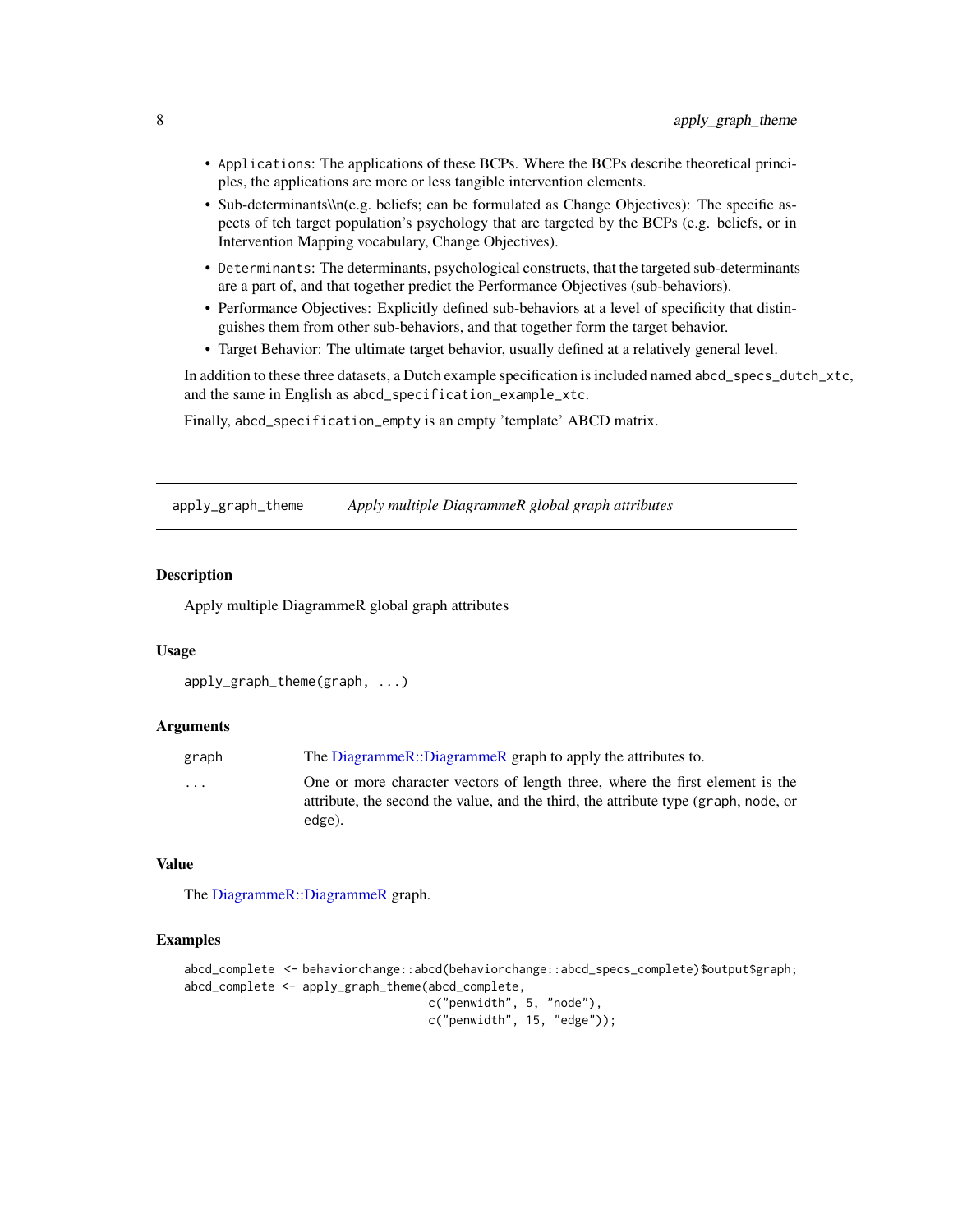- `Applications`: The applications of these BCPs. Where the BCPs describe theoretical principles, the applications are more or less tangible intervention elements.
- Sub-determinants\\n(e.g. beliefs; can be formulated as Change Objectives): The specific aspects of teh target population's psychology that are targeted by the BCPs (e.g. beliefs, or in Intervention Mapping vocabulary, Change Objectives).
- `Determinants`: The determinants, psychological constructs, that the targeted sub-determinants are a part of, and that together predict the Performance Objectives (sub-behaviors).
- Performance Objectives: Explicitly defined sub-behaviors at a level of specificity that distinguishes them from other sub-behaviors, and that together form the target behavior.
- Target Behavior: The ultimate target behavior, usually defined at a relatively general level.

In addition to these three datasets, a Dutch example specification is included named `abcd_specs_dutch_xtc`, and the same in English as `abcd_specification_example_xtc`.

Finally, `abcd_specification_empty` is an empty 'template' ABCD matrix.

## apply_graph_theme — *Apply multiple DiagrammeR global graph attributes*

### Description

Apply multiple DiagrammeR global graph attributes

### Usage

```
apply_graph_theme(graph, ...)
```

### Arguments

| | |
|---|---|
| `graph` | The DiagrammeR::DiagrammeR graph to apply the attributes to. |
| `...` | One or more character vectors of length three, where the first element is the attribute, the second the value, and the third, the attribute type (`graph`, `node`, or `edge`). |

### Value

The DiagrammeR::DiagrammeR graph.

### Examples

```
abcd_complete <- behaviorchange::abcd(behaviorchange::abcd_specs_complete)$output$graph;
abcd_complete <- apply_graph_theme(abcd_complete,
                                   c("penwidth", 5, "node"),
                                   c("penwidth", 15, "edge"));
```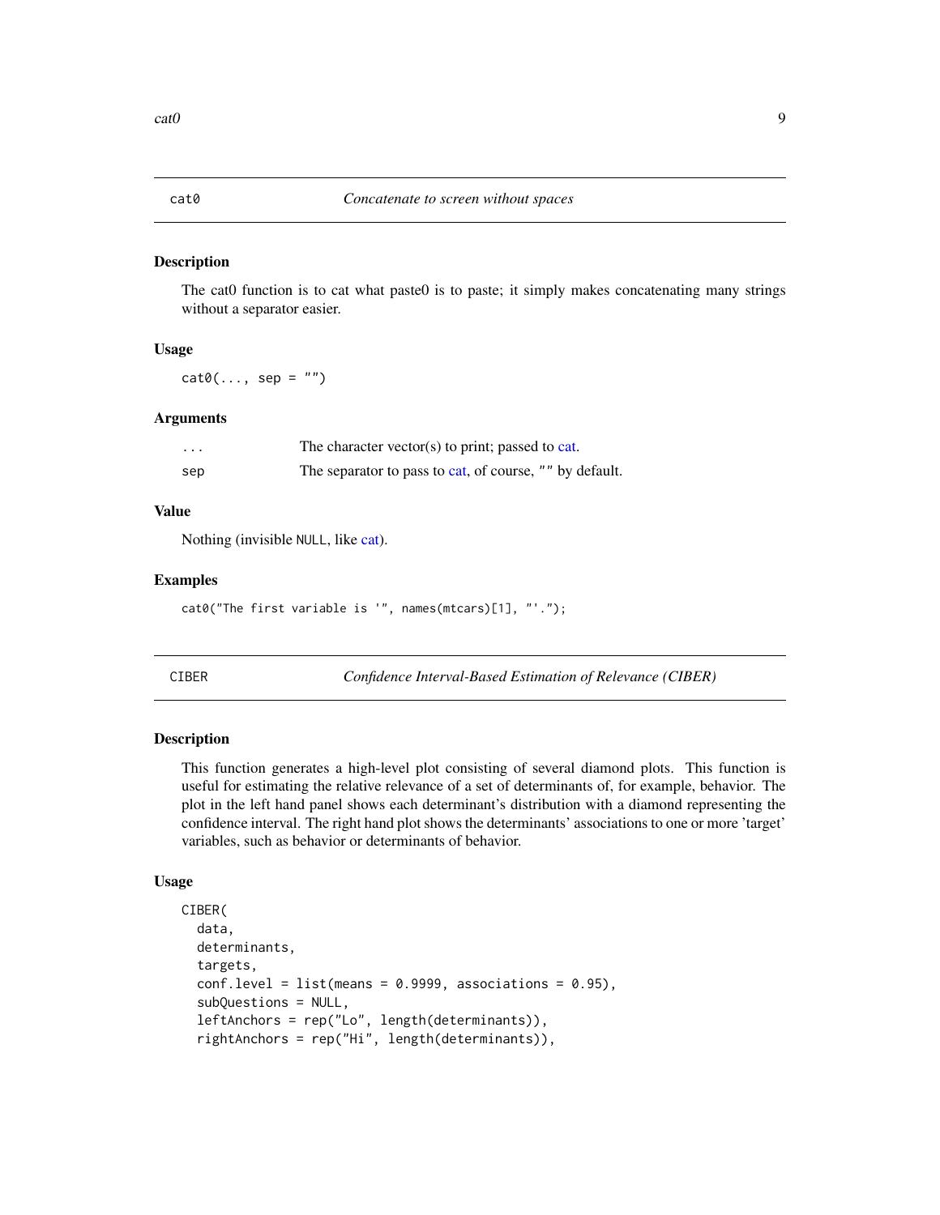## cat0 — *Concatenate to screen without spaces*

### Description

The cat0 function is to cat what paste0 is to paste; it simply makes concatenating many strings without a separator easier.

### Usage

```
cat0(..., sep = "")
```

### Arguments

| | |
|---|---|
| ... | The character vector(s) to print; passed to cat. |
| sep | The separator to pass to cat, of course, "" by default. |

### Value

Nothing (invisible NULL, like cat).

### Examples

```
cat0("The first variable is '", names(mtcars)[1], "'.");
```

## CIBER — *Confidence Interval-Based Estimation of Relevance (CIBER)*

### Description

This function generates a high-level plot consisting of several diamond plots. This function is useful for estimating the relative relevance of a set of determinants of, for example, behavior. The plot in the left hand panel shows each determinant's distribution with a diamond representing the confidence interval. The right hand plot shows the determinants' associations to one or more 'target' variables, such as behavior or determinants of behavior.

### Usage

```
CIBER(
  data,
  determinants,
  targets,
  conf.level = list(means = 0.9999, associations = 0.95),
  subQuestions = NULL,
  leftAnchors = rep("Lo", length(determinants)),
  rightAnchors = rep("Hi", length(determinants)),
```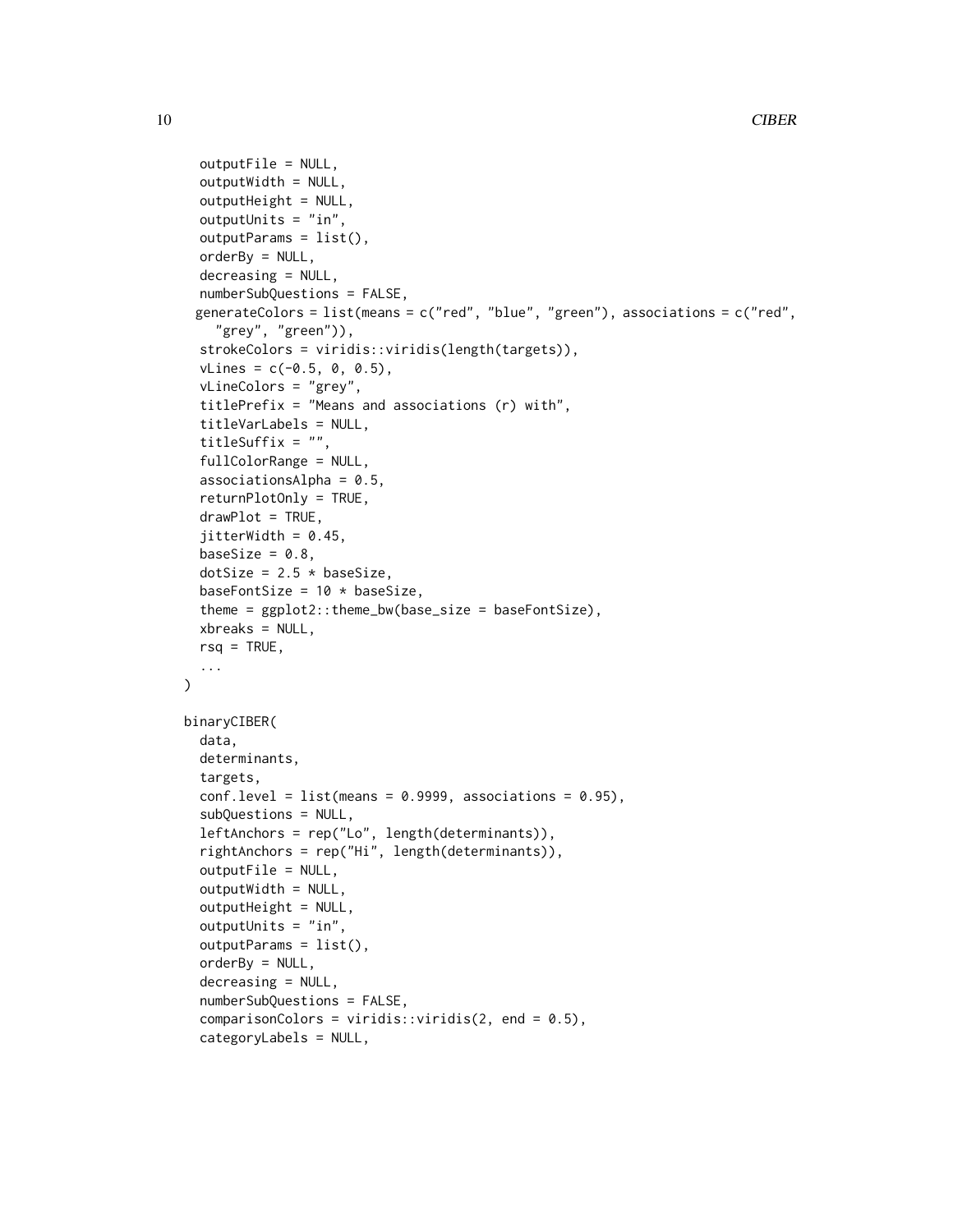```
  outputFile = NULL,
  outputWidth = NULL,
  outputHeight = NULL,
  outputUnits = "in",
  outputParams = list(),
  orderBy = NULL,
  decreasing = NULL,
  numberSubQuestions = FALSE,
 generateColors = list(means = c("red", "blue", "green"), associations = c("red",
    "grey", "green")),
  strokeColors = viridis::viridis(length(targets)),
  vLines = c(-0.5, 0, 0.5),
  vLineColors = "grey",
  titlePrefix = "Means and associations (r) with",
  titleVarLabels = NULL,
  titleSuffix = "",
  fullColorRange = NULL,
  associationsAlpha = 0.5,
  returnPlotOnly = TRUE,
  drawPlot = TRUE,
  jitterWidth = 0.45,
  baseSize = 0.8,
  dotSize = 2.5 * baseSize,
  baseFontSize = 10 * baseSize,
  theme = ggplot2::theme_bw(base_size = baseFontSize),
  xbreaks = NULL,
  rsq = TRUE,
  ...
)

binaryCIBER(
  data,
  determinants,
  targets,
  conf.level = list(means = 0.9999, associations = 0.95),
  subQuestions = NULL,
  leftAnchors = rep("Lo", length(determinants)),
  rightAnchors = rep("Hi", length(determinants)),
  outputFile = NULL,
  outputWidth = NULL,
  outputHeight = NULL,
  outputUnits = "in",
  outputParams = list(),
  orderBy = NULL,
  decreasing = NULL,
  numberSubQuestions = FALSE,
  comparisonColors = viridis::viridis(2, end = 0.5),
  categoryLabels = NULL,
```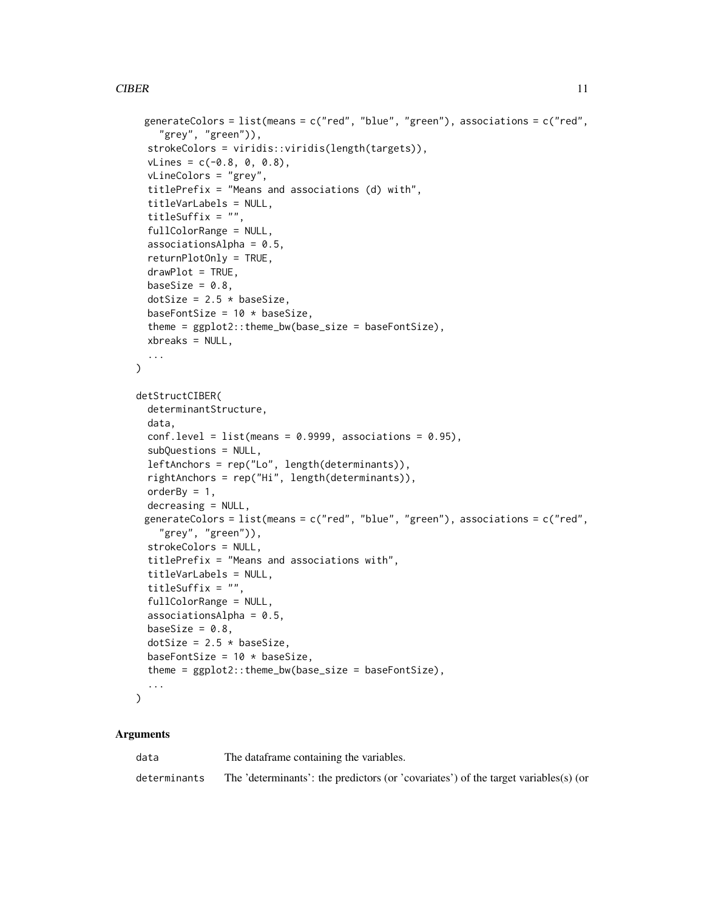```
  generateColors = list(means = c("red", "blue", "green"), associations = c("red",
    "grey", "green")),
  strokeColors = viridis::viridis(length(targets)),
  vLines = c(-0.8, 0, 0.8),
  vLineColors = "grey",
  titlePrefix = "Means and associations (d) with",
  titleVarLabels = NULL,
  titleSuffix = "",
  fullColorRange = NULL,
  associationsAlpha = 0.5,
  returnPlotOnly = TRUE,
  drawPlot = TRUE,
  baseSize = 0.8,
  dotSize = 2.5 * baseSize,
  baseFontSize = 10 * baseSize,
  theme = ggplot2::theme_bw(base_size = baseFontSize),
  xbreaks = NULL,
  ...
)

detStructCIBER(
  determinantStructure,
  data,
  conf.level = list(means = 0.9999, associations = 0.95),
  subQuestions = NULL,
  leftAnchors = rep("Lo", length(determinants)),
  rightAnchors = rep("Hi", length(determinants)),
  orderBy = 1,
  decreasing = NULL,
  generateColors = list(means = c("red", "blue", "green"), associations = c("red",
    "grey", "green")),
  strokeColors = NULL,
  titlePrefix = "Means and associations with",
  titleVarLabels = NULL,
  titleSuffix = "",
  fullColorRange = NULL,
  associationsAlpha = 0.5,
  baseSize = 0.8,
  dotSize = 2.5 * baseSize,
  baseFontSize = 10 * baseSize,
  theme = ggplot2::theme_bw(base_size = baseFontSize),
  ...
)
```

### Arguments

| | |
|---|---|
| data | The dataframe containing the variables. |
| determinants | The 'determinants': the predictors (or 'covariates') of the target variables(s) (or |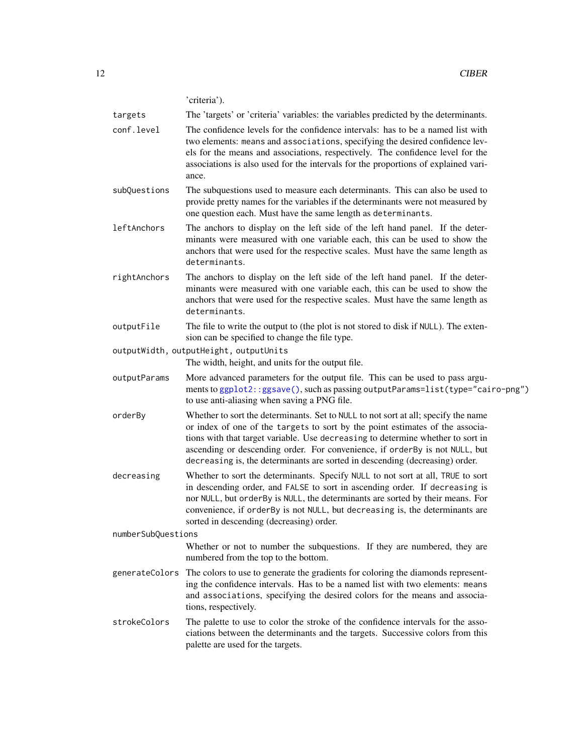'criteria').

targets
: The 'targets' or 'criteria' variables: the variables predicted by the determinants.

conf.level
: The confidence levels for the confidence intervals: has to be a named list with two elements: `means` and `associations`, specifying the desired confidence levels for the means and associations, respectively. The confidence level for the associations is also used for the intervals for the proportions of explained variance.

subQuestions
: The subquestions used to measure each determinants. This can also be used to provide pretty names for the variables if the determinants were not measured by one question each. Must have the same length as `determinants`.

leftAnchors
: The anchors to display on the left side of the left hand panel. If the determinants were measured with one variable each, this can be used to show the anchors that were used for the respective scales. Must have the same length as `determinants`.

rightAnchors
: The anchors to display on the left side of the left hand panel. If the determinants were measured with one variable each, this can be used to show the anchors that were used for the respective scales. Must have the same length as `determinants`.

outputFile
: The file to write the output to (the plot is not stored to disk if `NULL`). The extension can be specified to change the file type.

outputWidth, outputHeight, outputUnits
: The width, height, and units for the output file.

outputParams
: More advanced parameters for the output file. This can be used to pass arguments to `ggplot2::ggsave()`, such as passing `outputParams=list(type="cairo-png")` to use anti-aliasing when saving a PNG file.

orderBy
: Whether to sort the determinants. Set to `NULL` to not sort at all; specify the name or index of one of the `targets` to sort by the point estimates of the associations with that target variable. Use `decreasing` to determine whether to sort in ascending or descending order. For convenience, if `orderBy` is not `NULL`, but `decreasing` is, the determinants are sorted in descending (decreasing) order.

decreasing
: Whether to sort the determinants. Specify `NULL` to not sort at all, `TRUE` to sort in descending order, and `FALSE` to sort in ascending order. If `decreasing` is nor `NULL`, but `orderBy` is `NULL`, the determinants are sorted by their means. For convenience, if `orderBy` is not `NULL`, but `decreasing` is, the determinants are sorted in descending (decreasing) order.

numberSubQuestions
: Whether or not to number the subquestions. If they are numbered, they are numbered from the top to the bottom.

generateColors
: The colors to use to generate the gradients for coloring the diamonds representing the confidence intervals. Has to be a named list with two elements: `means` and `associations`, specifying the desired colors for the means and associations, respectively.

strokeColors
: The palette to use to color the stroke of the confidence intervals for the associations between the determinants and the targets. Successive colors from this palette are used for the targets.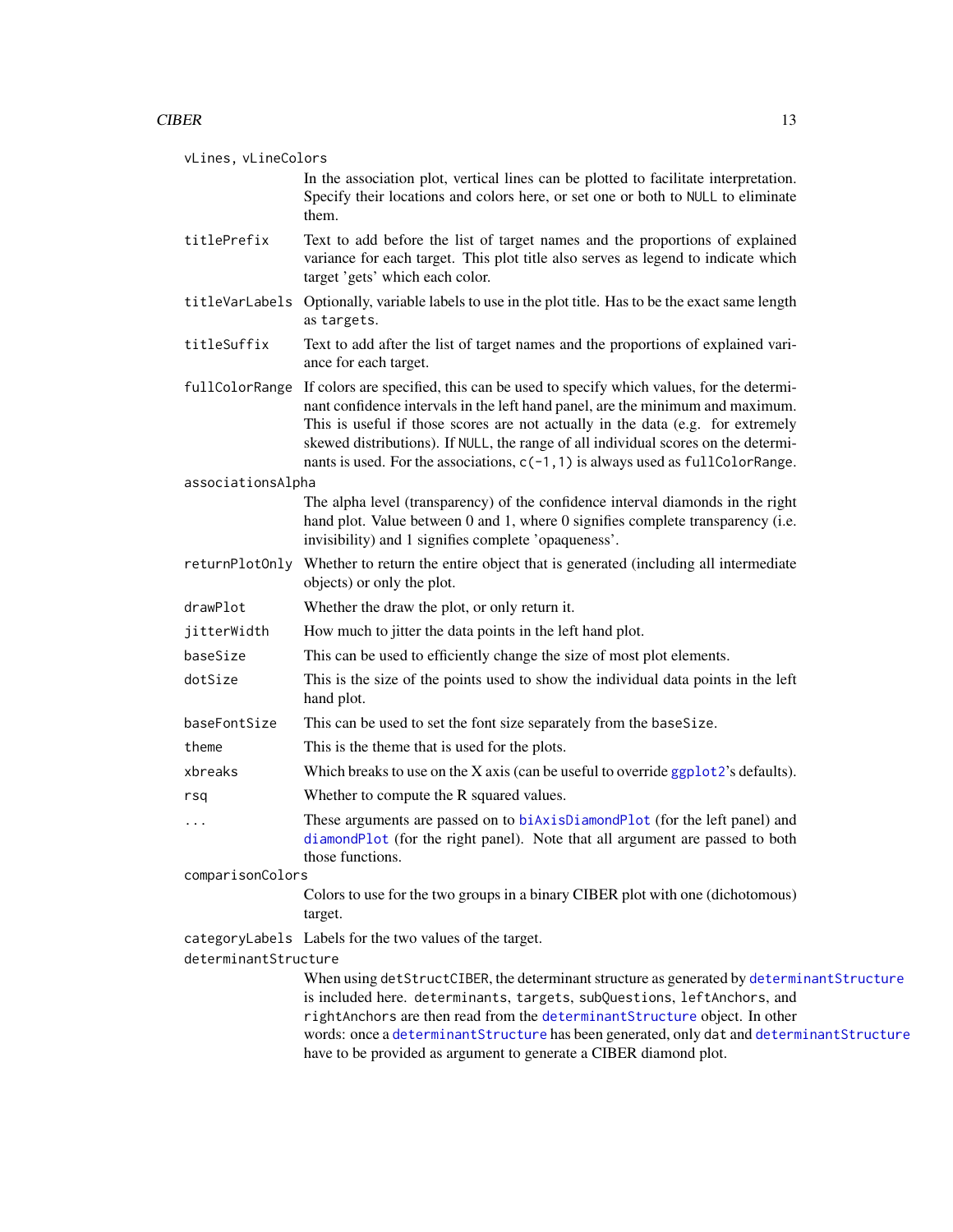`vLines, vLineColors`
: In the association plot, vertical lines can be plotted to facilitate interpretation. Specify their locations and colors here, or set one or both to `NULL` to eliminate them.

`titlePrefix`
: Text to add before the list of target names and the proportions of explained variance for each target. This plot title also serves as legend to indicate which target 'gets' which each color.

`titleVarLabels`
: Optionally, variable labels to use in the plot title. Has to be the exact same length as `targets`.

`titleSuffix`
: Text to add after the list of target names and the proportions of explained variance for each target.

`fullColorRange`
: If colors are specified, this can be used to specify which values, for the determinant confidence intervals in the left hand panel, are the minimum and maximum. This is useful if those scores are not actually in the data (e.g. for extremely skewed distributions). If `NULL`, the range of all individual scores on the determinants is used. For the associations, `c(-1,1)` is always used as `fullColorRange`.

`associationsAlpha`
: The alpha level (transparency) of the confidence interval diamonds in the right hand plot. Value between 0 and 1, where 0 signifies complete transparency (i.e. invisibility) and 1 signifies complete 'opaqueness'.

`returnPlotOnly`
: Whether to return the entire object that is generated (including all intermediate objects) or only the plot.

`drawPlot`
: Whether the draw the plot, or only return it.

`jitterWidth`
: How much to jitter the data points in the left hand plot.

`baseSize`
: This can be used to efficiently change the size of most plot elements.

`dotSize`
: This is the size of the points used to show the individual data points in the left hand plot.

`baseFontSize`
: This can be used to set the font size separately from the `baseSize`.

`theme`
: This is the theme that is used for the plots.

`xbreaks`
: Which breaks to use on the X axis (can be useful to override `ggplot2`'s defaults).

`rsq`
: Whether to compute the R squared values.

`...`
: These arguments are passed on to `biAxisDiamondPlot` (for the left panel) and `diamondPlot` (for the right panel). Note that all argument are passed to both those functions.

`comparisonColors`
: Colors to use for the two groups in a binary CIBER plot with one (dichotomous) target.

`categoryLabels`
: Labels for the two values of the target.

`determinantStructure`
: When using `detStructCIBER`, the determinant structure as generated by `determinantStructure` is included here. `determinants`, `targets`, `subQuestions`, `leftAnchors`, and `rightAnchors` are then read from the `determinantStructure` object. In other words: once a `determinantStructure` has been generated, only `dat` and `determinantStructure` have to be provided as argument to generate a CIBER diamond plot.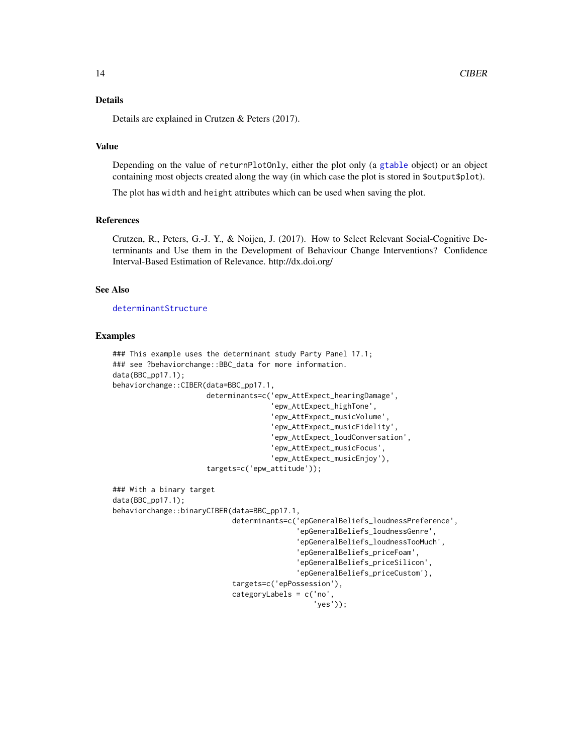## Details

Details are explained in Crutzen & Peters (2017).

## Value

Depending on the value of returnPlotOnly, either the plot only (a gtable object) or an object containing most objects created along the way (in which case the plot is stored in $output$plot).

The plot has width and height attributes which can be used when saving the plot.

## References

Crutzen, R., Peters, G.-J. Y., & Noijen, J. (2017). How to Select Relevant Social-Cognitive Determinants and Use them in the Development of Behaviour Change Interventions? Confidence Interval-Based Estimation of Relevance. http://dx.doi.org/

## See Also

determinantStructure

## Examples

```
### This example uses the determinant study Party Panel 17.1;
### see ?behaviorchange::BBC_data for more information.
data(BBC_pp17.1);
behaviorchange::CIBER(data=BBC_pp17.1,
                      determinants=c('epw_AttExpect_hearingDamage',
                                     'epw_AttExpect_highTone',
                                     'epw_AttExpect_musicVolume',
                                     'epw_AttExpect_musicFidelity',
                                     'epw_AttExpect_loudConversation',
                                     'epw_AttExpect_musicFocus',
                                     'epw_AttExpect_musicEnjoy'),
                      targets=c('epw_attitude'));

### With a binary target
data(BBC_pp17.1);
behaviorchange::binaryCIBER(data=BBC_pp17.1,
                            determinants=c('epGeneralBeliefs_loudnessPreference',
                                           'epGeneralBeliefs_loudnessGenre',
                                           'epGeneralBeliefs_loudnessTooMuch',
                                           'epGeneralBeliefs_priceFoam',
                                           'epGeneralBeliefs_priceSilicon',
                                           'epGeneralBeliefs_priceCustom'),
                            targets=c('epPossession'),
                            categoryLabels = c('no',
                                               'yes'));
```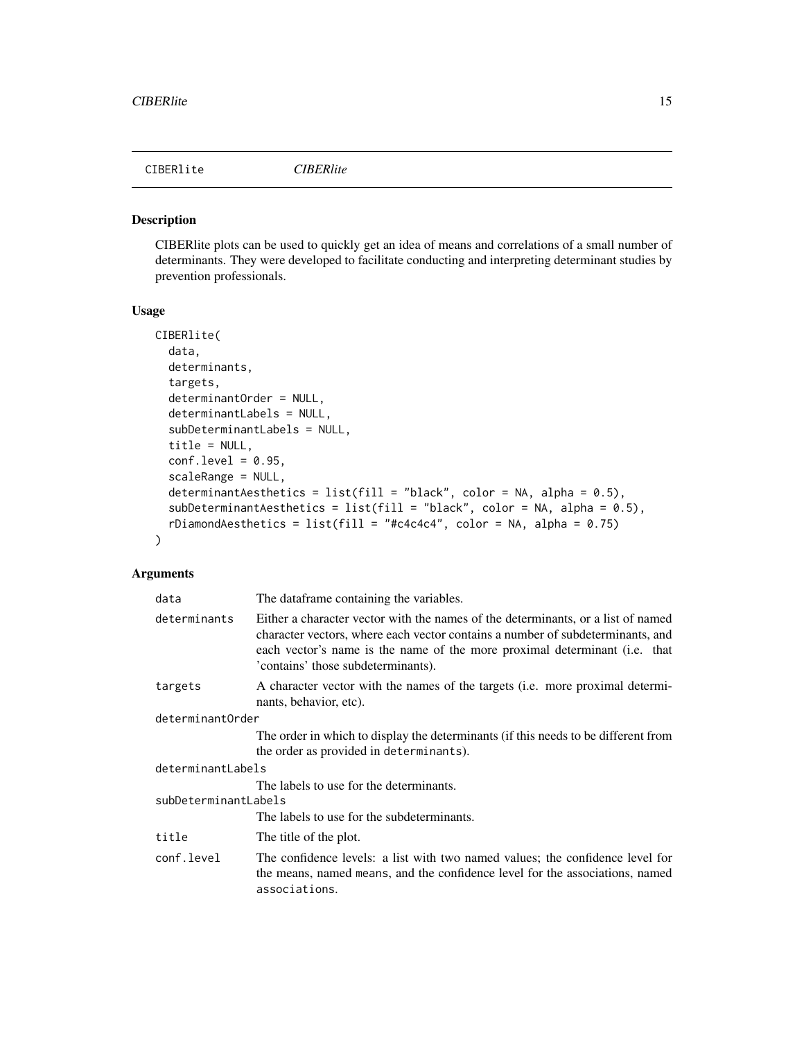## CIBERlite — *CIBERlite*

### Description

CIBERlite plots can be used to quickly get an idea of means and correlations of a small number of determinants. They were developed to facilitate conducting and interpreting determinant studies by prevention professionals.

### Usage

```
CIBERlite(
  data,
  determinants,
  targets,
  determinantOrder = NULL,
  determinantLabels = NULL,
  subDeterminantLabels = NULL,
  title = NULL,
  conf.level = 0.95,
  scaleRange = NULL,
  determinantAesthetics = list(fill = "black", color = NA, alpha = 0.5),
  subDeterminantAesthetics = list(fill = "black", color = NA, alpha = 0.5),
  rDiamondAesthetics = list(fill = "#c4c4c4", color = NA, alpha = 0.75)
)
```

### Arguments

| Argument | Description |
| --- | --- |
| `data` | The dataframe containing the variables. |
| `determinants` | Either a character vector with the names of the determinants, or a list of named character vectors, where each vector contains a number of subdeterminants, and each vector's name is the name of the more proximal determinant (i.e. that 'contains' those subdeterminants). |
| `targets` | A character vector with the names of the targets (i.e. more proximal determinants, behavior, etc). |
| `determinantOrder` | The order in which to display the determinants (if this needs to be different from the order as provided in `determinants`). |
| `determinantLabels` | The labels to use for the determinants. |
| `subDeterminantLabels` | The labels to use for the subdeterminants. |
| `title` | The title of the plot. |
| `conf.level` | The confidence levels: a list with two named values; the confidence level for the means, named `means`, and the confidence level for the associations, named `associations`. |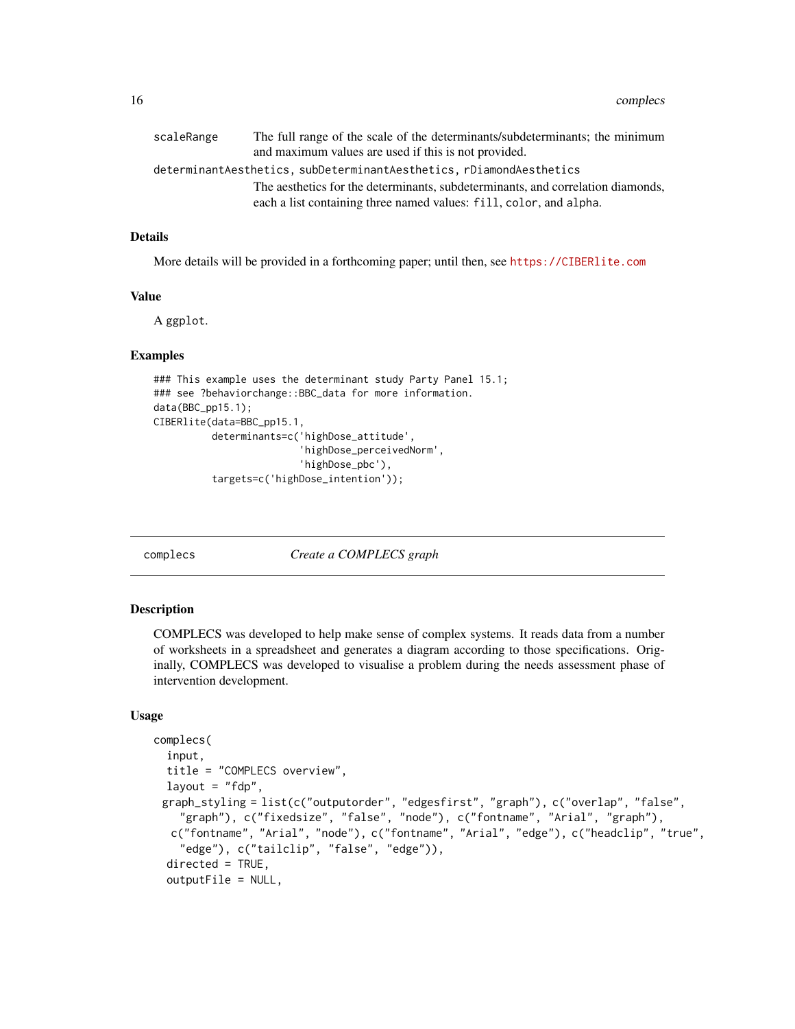scaleRange — The full range of the scale of the determinants/subdeterminants; the minimum and maximum values are used if this is not provided.

determinantAesthetics, subDeterminantAesthetics, rDiamondAesthetics — The aesthetics for the determinants, subdeterminants, and correlation diamonds, each a list containing three named values: fill, color, and alpha.

### Details

More details will be provided in a forthcoming paper; until then, see https://CIBERlite.com

### Value

A ggplot.

### Examples

```
### This example uses the determinant study Party Panel 15.1;
### see ?behaviorchange::BBC_data for more information.
data(BBC_pp15.1);
CIBERlite(data=BBC_pp15.1,
          determinants=c('highDose_attitude',
                         'highDose_perceivedNorm',
                         'highDose_pbc'),
          targets=c('highDose_intention'));
```

---

## complecs — *Create a COMPLECS graph*

### Description

COMPLECS was developed to help make sense of complex systems. It reads data from a number of worksheets in a spreadsheet and generates a diagram according to those specifications. Originally, COMPLECS was developed to visualise a problem during the needs assessment phase of intervention development.

### Usage

```
complecs(
  input,
  title = "COMPLECS overview",
  layout = "fdp",
 graph_styling = list(c("outputorder", "edgesfirst", "graph"), c("overlap", "false",
    "graph"), c("fixedsize", "false", "node"), c("fontname", "Arial", "graph"),
   c("fontname", "Arial", "node"), c("fontname", "Arial", "edge"), c("headclip", "true",
    "edge"), c("tailclip", "false", "edge")),
  directed = TRUE,
  outputFile = NULL,
```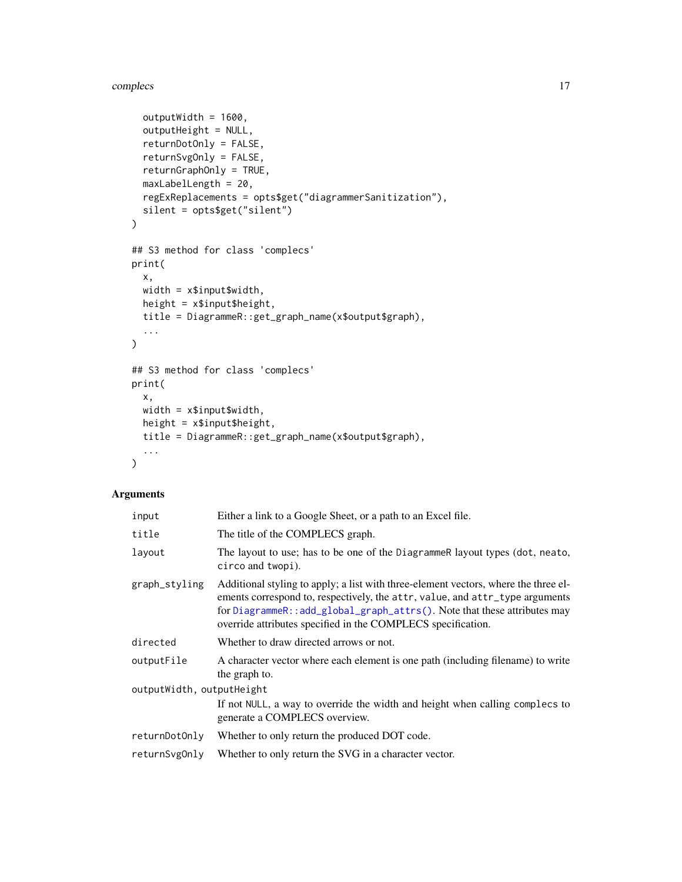```
  outputWidth = 1600,
  outputHeight = NULL,
  returnDotOnly = FALSE,
  returnSvgOnly = FALSE,
  returnGraphOnly = TRUE,
  maxLabelLength = 20,
  regExReplacements = opts$get("diagrammerSanitization"),
  silent = opts$get("silent")
)

## S3 method for class 'complecs'
print(
  x,
  width = x$input$width,
  height = x$input$height,
  title = DiagrammeR::get_graph_name(x$output$graph),
  ...
)

## S3 method for class 'complecs'
print(
  x,
  width = x$input$width,
  height = x$input$height,
  title = DiagrammeR::get_graph_name(x$output$graph),
  ...
)
```

## Arguments

| | |
|---|---|
| `input` | Either a link to a Google Sheet, or a path to an Excel file. |
| `title` | The title of the COMPLECS graph. |
| `layout` | The layout to use; has to be one of the `DiagrammeR` layout types (`dot`, `neato`, `circo` and `twopi`). |
| `graph_styling` | Additional styling to apply; a list with three-element vectors, where the three elements correspond to, respectively, the `attr`, `value`, and `attr_type` arguments for `DiagrammeR::add_global_graph_attrs()`. Note that these attributes may override attributes specified in the COMPLECS specification. |
| `directed` | Whether to draw directed arrows or not. |
| `outputFile` | A character vector where each element is one path (including filename) to write the graph to. |
| `outputWidth, outputHeight` | If not `NULL`, a way to override the width and height when calling `complecs` to generate a COMPLECS overview. |
| `returnDotOnly` | Whether to only return the produced DOT code. |
| `returnSvgOnly` | Whether to only return the SVG in a character vector. |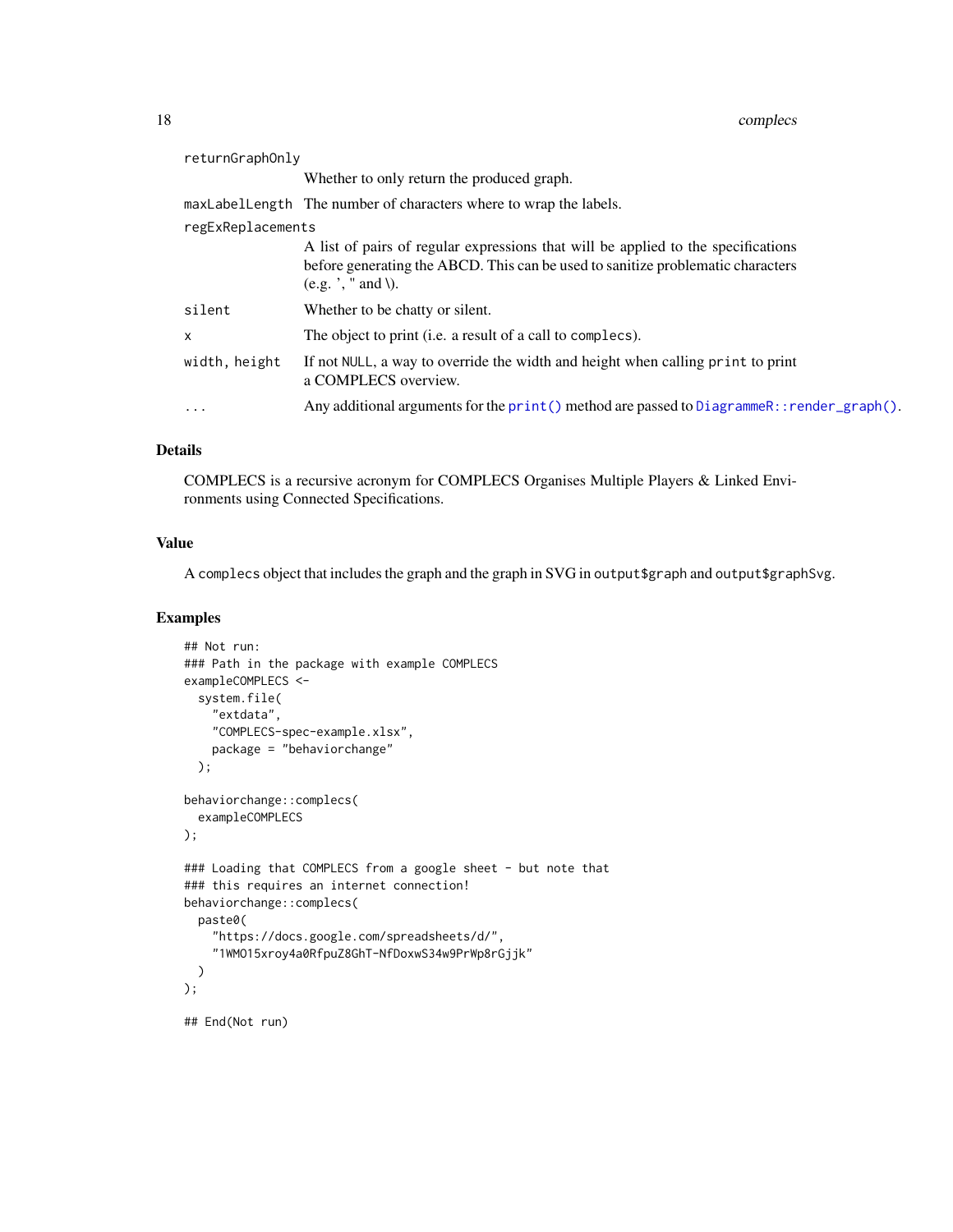| | |
|---|---|
| `returnGraphOnly` | Whether to only return the produced graph. |
| `maxLabelLength` | The number of characters where to wrap the labels. |
| `regExReplacements` | A list of pairs of regular expressions that will be applied to the specifications before generating the ABCD. This can be used to sanitize problematic characters (e.g. ', " and \). |
| `silent` | Whether to be chatty or silent. |
| `x` | The object to print (i.e. a result of a call to `complecs`). |
| `width, height` | If not `NULL`, a way to override the width and height when calling `print` to print a COMPLECS overview. |
| `...` | Any additional arguments for the `print()` method are passed to `DiagrammeR::render_graph()`. |

## Details

COMPLECS is a recursive acronym for COMPLECS Organises Multiple Players & Linked Environments using Connected Specifications.

## Value

A `complecs` object that includes the graph and the graph in SVG in `output$graph` and `output$graphSvg`.

## Examples

```
## Not run:
### Path in the package with example COMPLECS
exampleCOMPLECS <-
  system.file(
    "extdata",
    "COMPLECS-spec-example.xlsx",
    package = "behaviorchange"
  );

behaviorchange::complecs(
  exampleCOMPLECS
);

### Loading that COMPLECS from a google sheet - but note that
### this requires an internet connection!
behaviorchange::complecs(
  paste0(
    "https://docs.google.com/spreadsheets/d/",
    "1WMO15xroy4a0RfpuZ8GhT-NfDoxwS34w9PrWp8rGjjk"
  )
);

## End(Not run)
```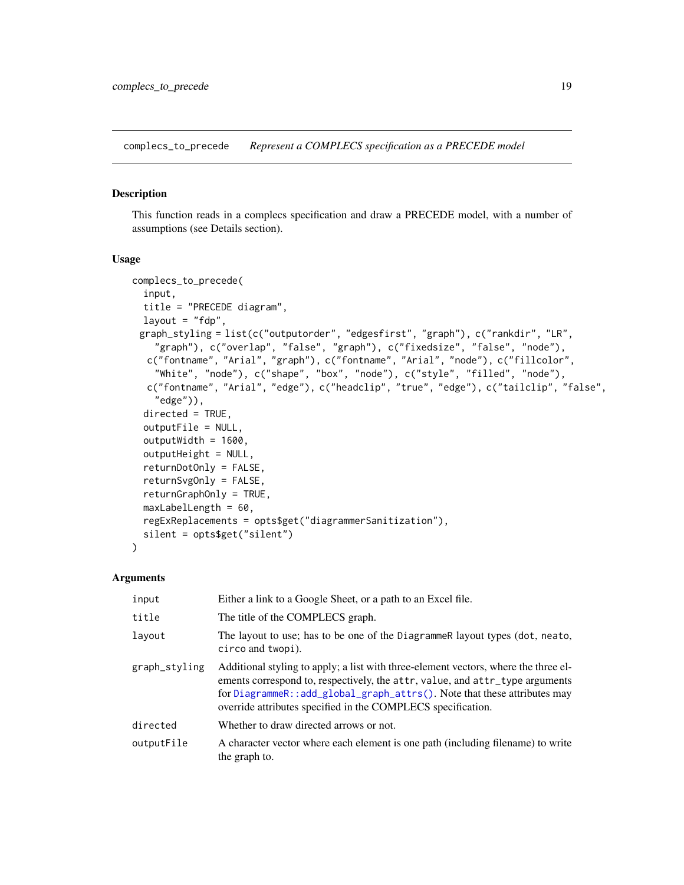complecs_to_precede *Represent a COMPLECS specification as a PRECEDE model*

## Description

This function reads in a complecs specification and draw a PRECEDE model, with a number of assumptions (see Details section).

## Usage

```
complecs_to_precede(
  input,
  title = "PRECEDE diagram",
  layout = "fdp",
 graph_styling = list(c("outputorder", "edgesfirst", "graph"), c("rankdir", "LR",
    "graph"), c("overlap", "false", "graph"), c("fixedsize", "false", "node"),
   c("fontname", "Arial", "graph"), c("fontname", "Arial", "node"), c("fillcolor",
    "White", "node"), c("shape", "box", "node"), c("style", "filled", "node"),
   c("fontname", "Arial", "edge"), c("headclip", "true", "edge"), c("tailclip", "false",
    "edge")),
  directed = TRUE,
  outputFile = NULL,
  outputWidth = 1600,
  outputHeight = NULL,
  returnDotOnly = FALSE,
  returnSvgOnly = FALSE,
  returnGraphOnly = TRUE,
  maxLabelLength = 60,
  regExReplacements = opts$get("diagrammerSanitization"),
  silent = opts$get("silent")
)
```

## Arguments

| | |
|---|---|
| `input` | Either a link to a Google Sheet, or a path to an Excel file. |
| `title` | The title of the COMPLECS graph. |
| `layout` | The layout to use; has to be one of the `DiagrammeR` layout types (`dot`, `neato`, `circo` and `twopi`). |
| `graph_styling` | Additional styling to apply; a list with three-element vectors, where the three elements correspond to, respectively, the `attr`, `value`, and `attr_type` arguments for `DiagrammeR::add_global_graph_attrs()`. Note that these attributes may override attributes specified in the COMPLECS specification. |
| `directed` | Whether to draw directed arrows or not. |
| `outputFile` | A character vector where each element is one path (including filename) to write the graph to. |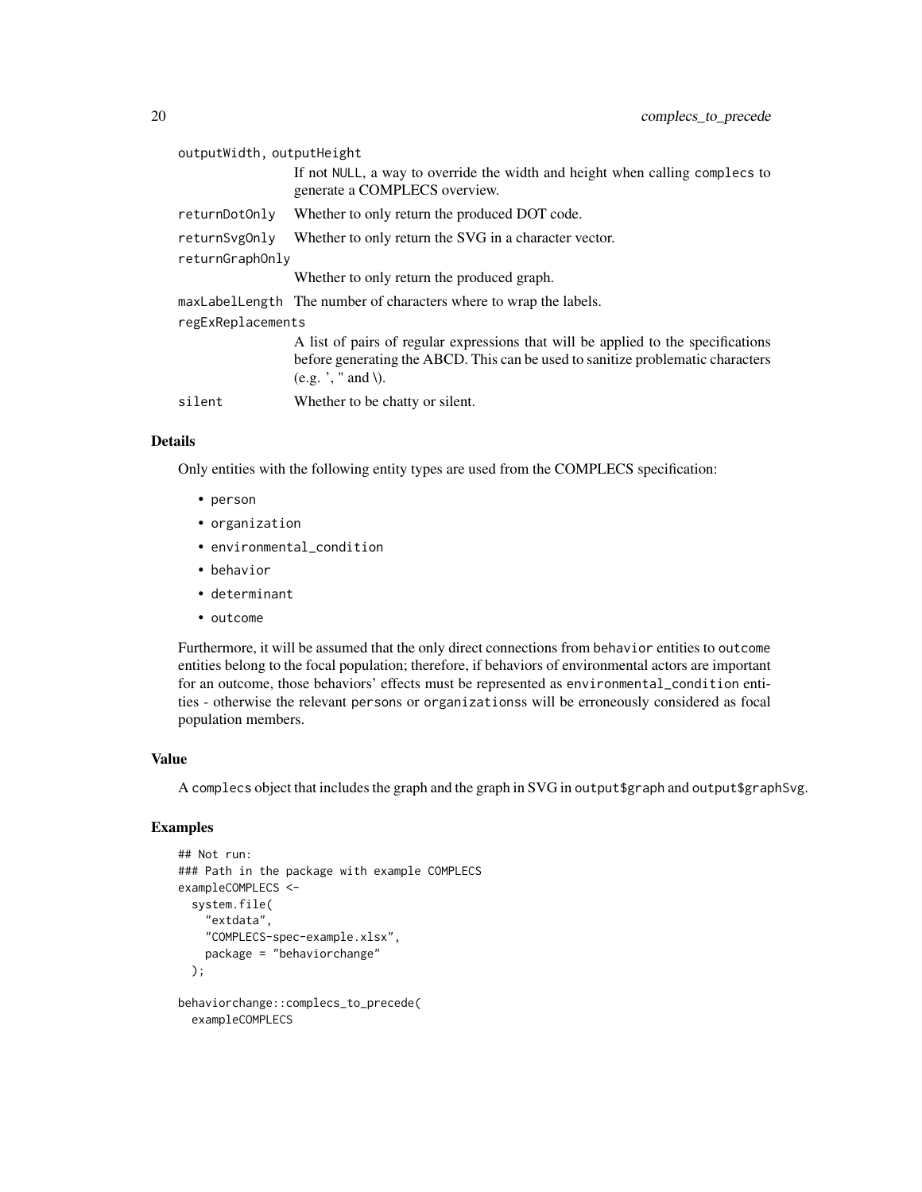outputWidth, outputHeight
: If not NULL, a way to override the width and height when calling complecs to generate a COMPLECS overview.

returnDotOnly
: Whether to only return the produced DOT code.

returnSvgOnly
: Whether to only return the SVG in a character vector.

returnGraphOnly
: Whether to only return the produced graph.

maxLabelLength
: The number of characters where to wrap the labels.

regExReplacements
: A list of pairs of regular expressions that will be applied to the specifications before generating the ABCD. This can be used to sanitize problematic characters (e.g. ', " and \).

silent
: Whether to be chatty or silent.

### Details

Only entities with the following entity types are used from the COMPLECS specification:

- person
- organization
- environmental_condition
- behavior
- determinant
- outcome

Furthermore, it will be assumed that the only direct connections from behavior entities to outcome entities belong to the focal population; therefore, if behaviors of environmental actors are important for an outcome, those behaviors' effects must be represented as environmental_condition entities - otherwise the relevant persons or organizationss will be erroneously considered as focal population members.

### Value

A complecs object that includes the graph and the graph in SVG in output$graph and output$graphSvg.

### Examples

```
## Not run:
### Path in the package with example COMPLECS
exampleCOMPLECS <-
  system.file(
    "extdata",
    "COMPLECS-spec-example.xlsx",
    package = "behaviorchange"
  );

behaviorchange::complecs_to_precede(
  exampleCOMPLECS
```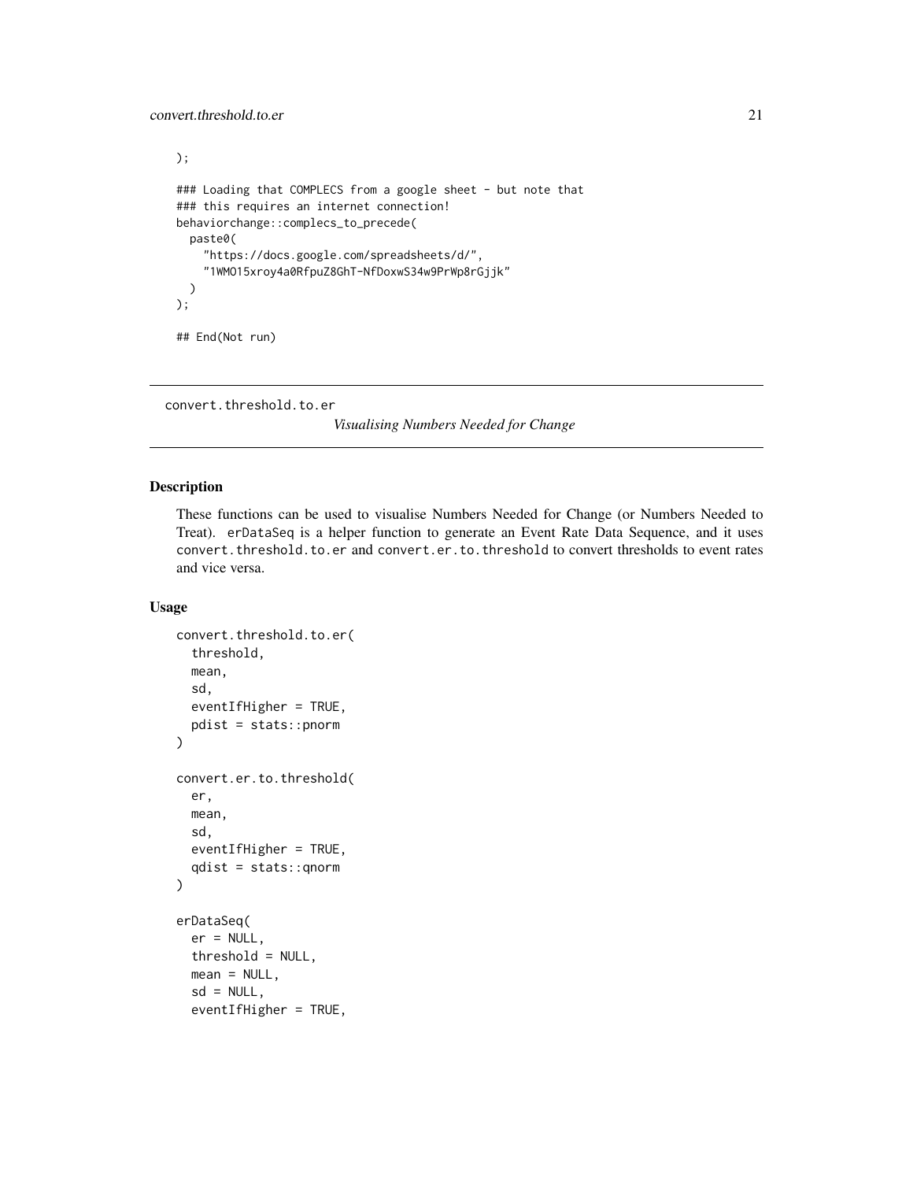```
);

### Loading that COMPLECS from a google sheet - but note that
### this requires an internet connection!
behaviorchange::complecs_to_precede(
  paste0(
    "https://docs.google.com/spreadsheets/d/",
    "1WMO15xroy4a0RfpuZ8GhT-NfDoxwS34w9PrWp8rGjjk"
  )
);

## End(Not run)
```

---

convert.threshold.to.er &nbsp;&nbsp;&nbsp;&nbsp;&nbsp;&nbsp; *Visualising Numbers Needed for Change*

---

## Description

These functions can be used to visualise Numbers Needed for Change (or Numbers Needed to Treat). `erDataSeq` is a helper function to generate an Event Rate Data Sequence, and it uses `convert.threshold.to.er` and `convert.er.to.threshold` to convert thresholds to event rates and vice versa.

## Usage

```
convert.threshold.to.er(
  threshold,
  mean,
  sd,
  eventIfHigher = TRUE,
  pdist = stats::pnorm
)

convert.er.to.threshold(
  er,
  mean,
  sd,
  eventIfHigher = TRUE,
  qdist = stats::qnorm
)

erDataSeq(
  er = NULL,
  threshold = NULL,
  mean = NULL,
  sd = NULL,
  eventIfHigher = TRUE,
```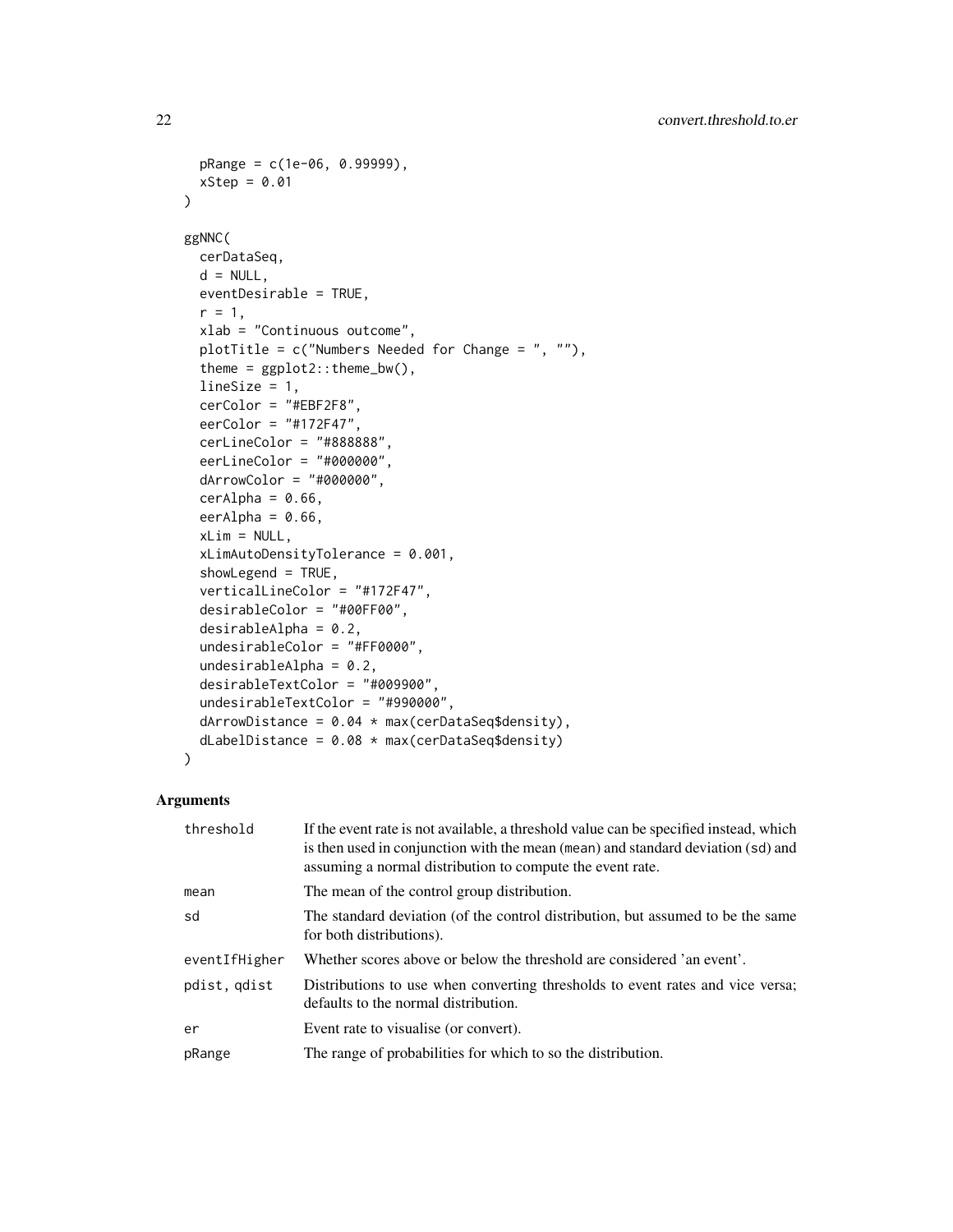```
  pRange = c(1e-06, 0.99999),
  xStep = 0.01
)

ggNNC(
  cerDataSeq,
  d = NULL,
  eventDesirable = TRUE,
  r = 1,
  xlab = "Continuous outcome",
  plotTitle = c("Numbers Needed for Change = ", ""),
  theme = ggplot2::theme_bw(),
  lineSize = 1,
  cerColor = "#EBF2F8",
  eerColor = "#172F47",
  cerLineColor = "#888888",
  eerLineColor = "#000000",
  dArrowColor = "#000000",
  cerAlpha = 0.66,
  eerAlpha = 0.66,
  xLim = NULL,
  xLimAutoDensityTolerance = 0.001,
  showLegend = TRUE,
  verticalLineColor = "#172F47",
  desirableColor = "#00FF00",
  desirableAlpha = 0.2,
  undesirableColor = "#FF0000",
  undesirableAlpha = 0.2,
  desirableTextColor = "#009900",
  undesirableTextColor = "#990000",
  dArrowDistance = 0.04 * max(cerDataSeq$density),
  dLabelDistance = 0.08 * max(cerDataSeq$density)
)
```

## Arguments

| | |
|---|---|
| threshold | If the event rate is not available, a threshold value can be specified instead, which is then used in conjunction with the mean (mean) and standard deviation (sd) and assuming a normal distribution to compute the event rate. |
| mean | The mean of the control group distribution. |
| sd | The standard deviation (of the control distribution, but assumed to be the same for both distributions). |
| eventIfHigher | Whether scores above or below the threshold are considered 'an event'. |
| pdist, qdist | Distributions to use when converting thresholds to event rates and vice versa; defaults to the normal distribution. |
| er | Event rate to visualise (or convert). |
| pRange | The range of probabilities for which to so the distribution. |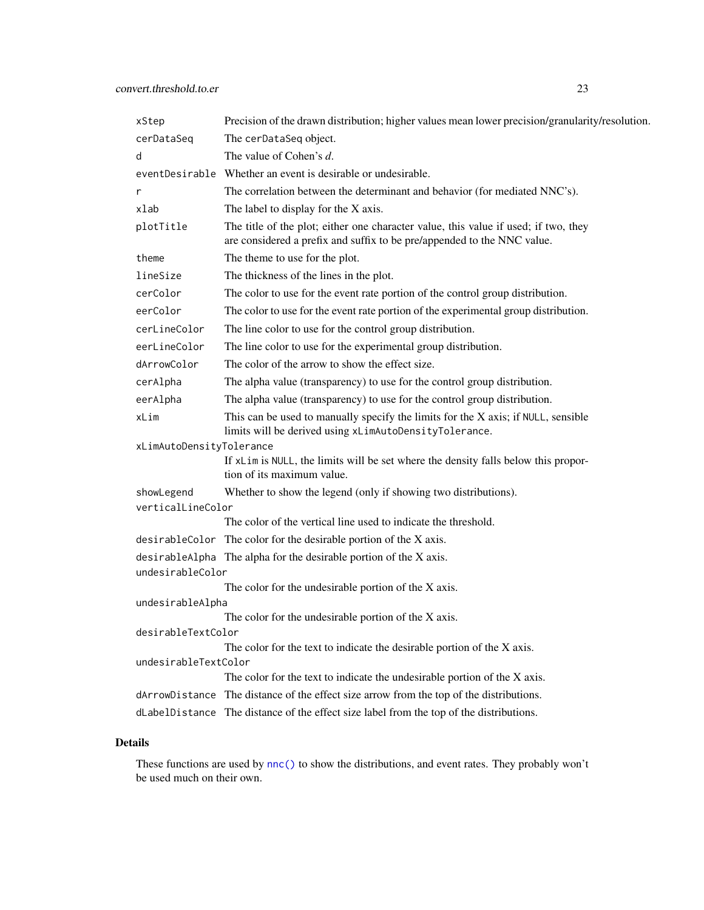| | |
|---|---|
| `xStep` | Precision of the drawn distribution; higher values mean lower precision/granularity/resolution. |
| `cerDataSeq` | The `cerDataSeq` object. |
| `d` | The value of Cohen's *d*. |
| `eventDesirable` | Whether an event is desirable or undesirable. |
| `r` | The correlation between the determinant and behavior (for mediated NNC's). |
| `xlab` | The label to display for the X axis. |
| `plotTitle` | The title of the plot; either one character value, this value if used; if two, they are considered a prefix and suffix to be pre/appended to the NNC value. |
| `theme` | The theme to use for the plot. |
| `lineSize` | The thickness of the lines in the plot. |
| `cerColor` | The color to use for the event rate portion of the control group distribution. |
| `eerColor` | The color to use for the event rate portion of the experimental group distribution. |
| `cerLineColor` | The line color to use for the control group distribution. |
| `eerLineColor` | The line color to use for the experimental group distribution. |
| `dArrowColor` | The color of the arrow to show the effect size. |
| `cerAlpha` | The alpha value (transparency) to use for the control group distribution. |
| `eerAlpha` | The alpha value (transparency) to use for the control group distribution. |
| `xLim` | This can be used to manually specify the limits for the X axis; if `NULL`, sensible limits will be derived using `xLimAutoDensityTolerance`. |
| `xLimAutoDensityTolerance` | If `xLim` is `NULL`, the limits will be set where the density falls below this proportion of its maximum value. |
| `showLegend` | Whether to show the legend (only if showing two distributions). |
| `verticalLineColor` | The color of the vertical line used to indicate the threshold. |
| `desirableColor` | The color for the desirable portion of the X axis. |
| `desirableAlpha` | The alpha for the desirable portion of the X axis. |
| `undesirableColor` | The color for the undesirable portion of the X axis. |
| `undesirableAlpha` | The color for the undesirable portion of the X axis. |
| `desirableTextColor` | The color for the text to indicate the desirable portion of the X axis. |
| `undesirableTextColor` | The color for the text to indicate the undesirable portion of the X axis. |
| `dArrowDistance` | The distance of the effect size arrow from the top of the distributions. |
| `dLabelDistance` | The distance of the effect size label from the top of the distributions. |

## Details

These functions are used by `nnc()` to show the distributions, and event rates. They probably won't be used much on their own.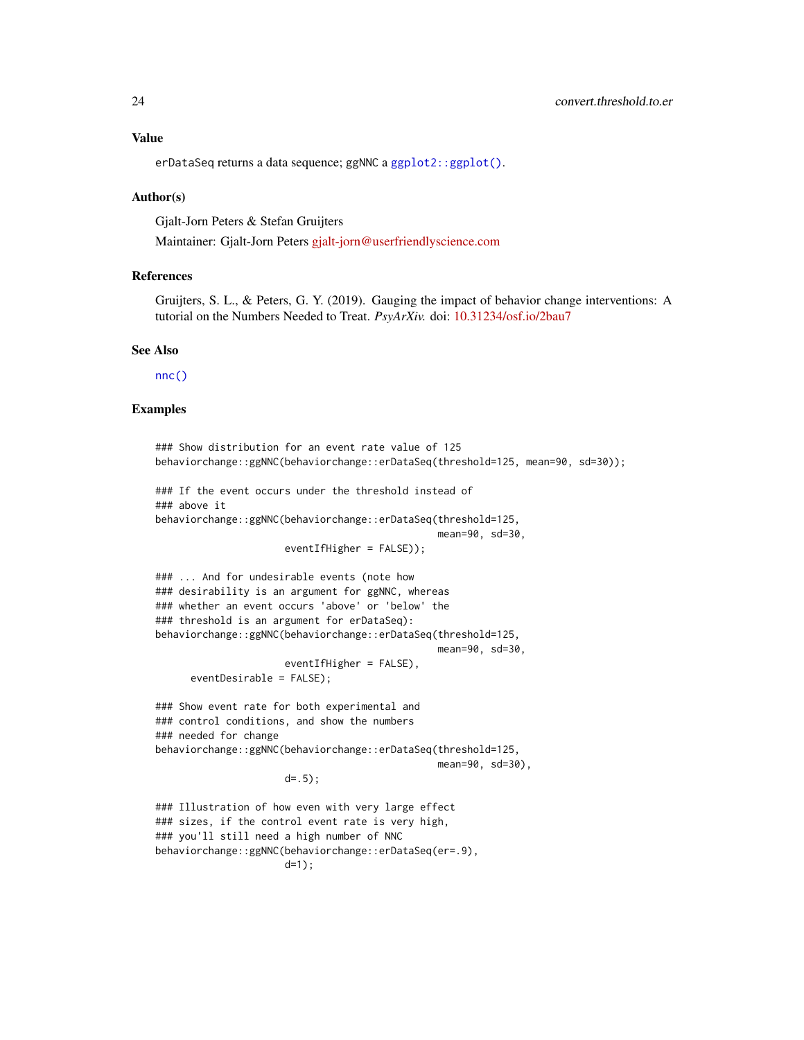## Value

erDataSeq returns a data sequence; ggNNC a ggplot2::ggplot().

## Author(s)

Gjalt-Jorn Peters & Stefan Gruijters

Maintainer: Gjalt-Jorn Peters gjalt-jorn@userfriendlyscience.com

## References

Gruijters, S. L., & Peters, G. Y. (2019). Gauging the impact of behavior change interventions: A tutorial on the Numbers Needed to Treat. *PsyArXiv.* doi: 10.31234/osf.io/2bau7

## See Also

nnc()

## Examples

```
### Show distribution for an event rate value of 125
behaviorchange::ggNNC(behaviorchange::erDataSeq(threshold=125, mean=90, sd=30));

### If the event occurs under the threshold instead of
### above it
behaviorchange::ggNNC(behaviorchange::erDataSeq(threshold=125,
                                                mean=90, sd=30,
                      eventIfHigher = FALSE));

### ... And for undesirable events (note how
### desirability is an argument for ggNNC, whereas
### whether an event occurs 'above' or 'below' the
### threshold is an argument for erDataSeq):
behaviorchange::ggNNC(behaviorchange::erDataSeq(threshold=125,
                                                mean=90, sd=30,
                      eventIfHigher = FALSE),
      eventDesirable = FALSE);

### Show event rate for both experimental and
### control conditions, and show the numbers
### needed for change
behaviorchange::ggNNC(behaviorchange::erDataSeq(threshold=125,
                                                mean=90, sd=30),
                      d=.5);

### Illustration of how even with very large effect
### sizes, if the control event rate is very high,
### you'll still need a high number of NNC
behaviorchange::ggNNC(behaviorchange::erDataSeq(er=.9),
                      d=1);
```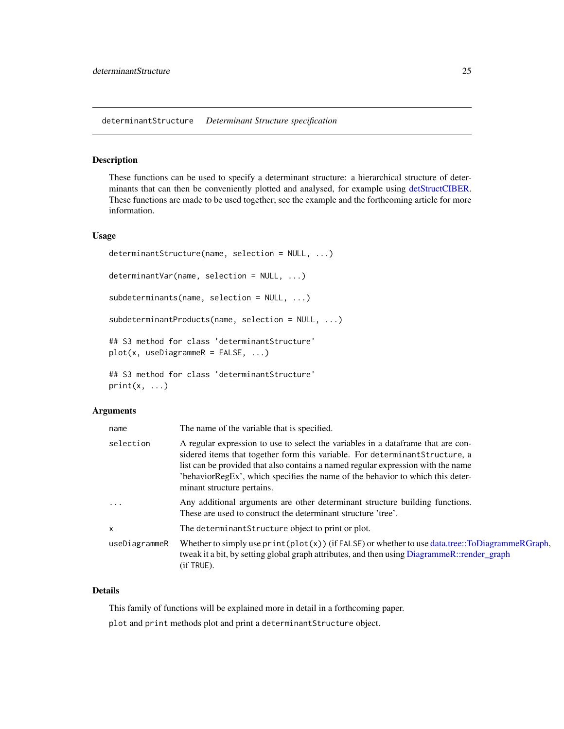## determinantStructure    *Determinant Structure specification*

### Description

These functions can be used to specify a determinant structure: a hierarchical structure of determinants that can then be conveniently plotted and analysed, for example using detStructCIBER. These functions are made to be used together; see the example and the forthcoming article for more information.

### Usage

```
determinantStructure(name, selection = NULL, ...)

determinantVar(name, selection = NULL, ...)

subdeterminants(name, selection = NULL, ...)

subdeterminantProducts(name, selection = NULL, ...)

## S3 method for class 'determinantStructure'
plot(x, useDiagrammeR = FALSE, ...)

## S3 method for class 'determinantStructure'
print(x, ...)
```

### Arguments

| | |
|---|---|
| `name` | The name of the variable that is specified. |
| `selection` | A regular expression to use to select the variables in a dataframe that are considered items that together form this variable. For `determinantStructure`, a list can be provided that also contains a named regular expression with the name 'behaviorRegEx', which specifies the name of the behavior to which this determinant structure pertains. |
| `...` | Any additional arguments are other determinant structure building functions. These are used to construct the determinant structure 'tree'. |
| `x` | The `determinantStructure` object to print or plot. |
| `useDiagrammeR` | Whether to simply use `print(plot(x))` (if `FALSE`) or whether to use data.tree::ToDiagrammeRGraph, tweak it a bit, by setting global graph attributes, and then using DiagrammeR::render_graph (if `TRUE`). |

### Details

This family of functions will be explained more in detail in a forthcoming paper.

`plot` and `print` methods plot and print a `determinantStructure` object.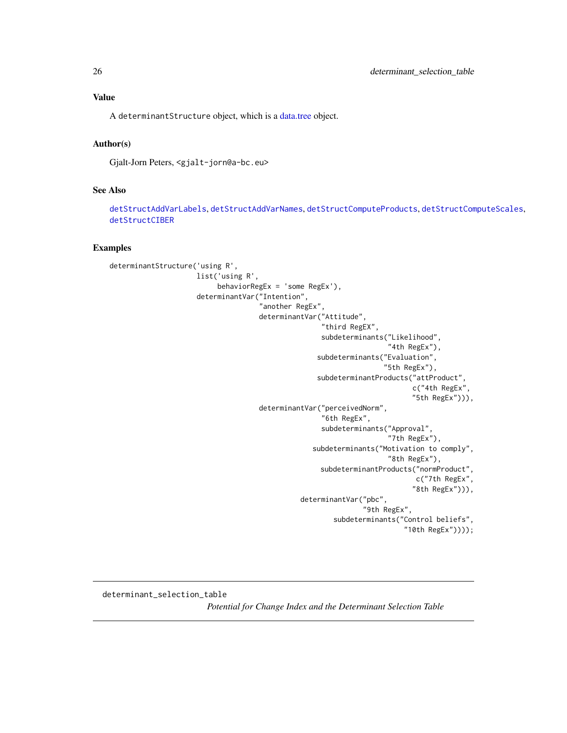## Value

A `determinantStructure` object, which is a data.tree object.

## Author(s)

Gjalt-Jorn Peters, <gjalt-jorn@a-bc.eu>

## See Also

detStructAddVarLabels, detStructAddVarNames, detStructComputeProducts, detStructComputeScales, detStructCIBER

## Examples

```
determinantStructure('using R',
                     list('using R',
                          behaviorRegEx = 'some RegEx'),
                     determinantVar("Intention",
                                    "another RegEx",
                                    determinantVar("Attitude",
                                                   "third RegEX",
                                                   subdeterminants("Likelihood",
                                                                   "4th RegEx"),
                                                  subdeterminants("Evaluation",
                                                                  "5th RegEx"),
                                                  subdeterminantProducts("attProduct",
                                                                         c("4th RegEx",
                                                                         "5th RegEx"))),
                                    determinantVar("perceivedNorm",
                                                   "6th RegEx",
                                                   subdeterminants("Approval",
                                                                   "7th RegEx"),
                                                 subdeterminants("Motivation to comply",
                                                                   "8th RegEx"),
                                                   subdeterminantProducts("normProduct",
                                                                          c("7th RegEx",
                                                                         "8th RegEx"))),
                                              determinantVar("pbc",
                                                             "9th RegEx",
                                                    subdeterminants("Control beliefs",
                                                                    "10th RegEx"))));
```

---

`determinant_selection_table`

*Potential for Change Index and the Determinant Selection Table*

---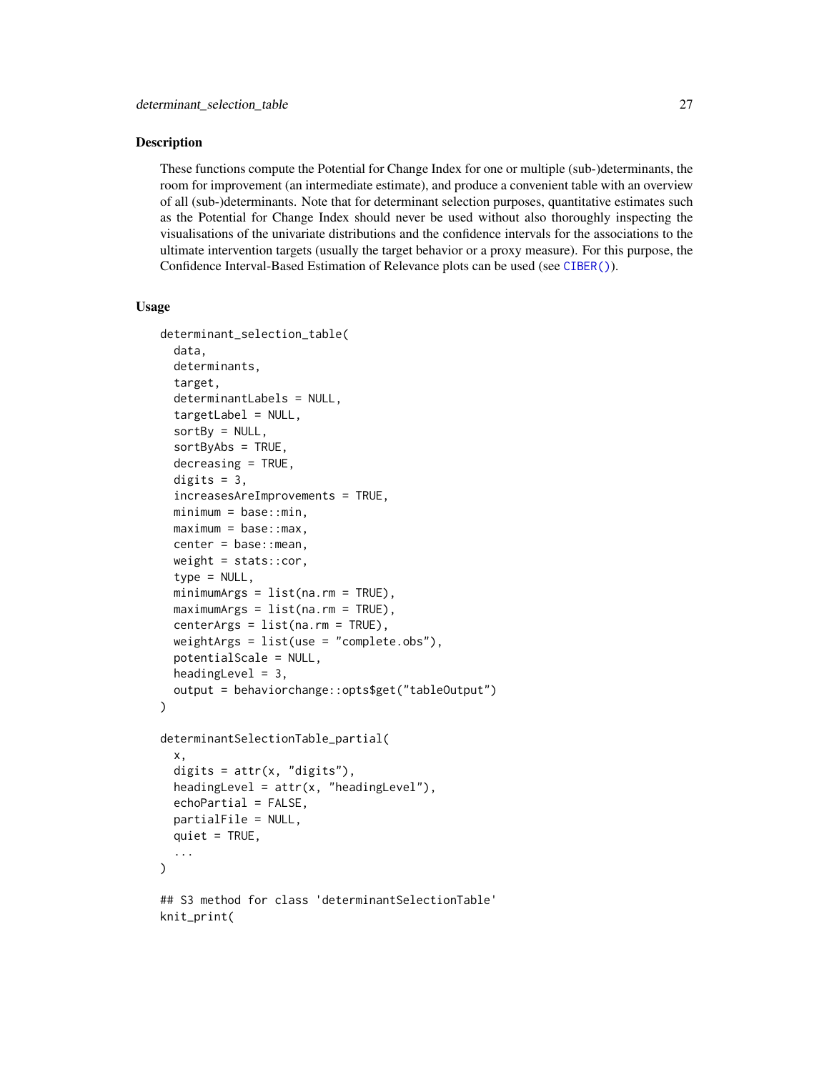## Description

These functions compute the Potential for Change Index for one or multiple (sub-)determinants, the room for improvement (an intermediate estimate), and produce a convenient table with an overview of all (sub-)determinants. Note that for determinant selection purposes, quantitative estimates such as the Potential for Change Index should never be used without also thoroughly inspecting the visualisations of the univariate distributions and the confidence intervals for the associations to the ultimate intervention targets (usually the target behavior or a proxy measure). For this purpose, the Confidence Interval-Based Estimation of Relevance plots can be used (see CIBER()).

## Usage

```
determinant_selection_table(
  data,
  determinants,
  target,
  determinantLabels = NULL,
  targetLabel = NULL,
  sortBy = NULL,
  sortByAbs = TRUE,
  decreasing = TRUE,
  digits = 3,
  increasesAreImprovements = TRUE,
  minimum = base::min,
  maximum = base::max,
  center = base::mean,
  weight = stats::cor,
  type = NULL,
  minimumArgs = list(na.rm = TRUE),
  maximumArgs = list(na.rm = TRUE),
  centerArgs = list(na.rm = TRUE),
  weightArgs = list(use = "complete.obs"),
  potentialScale = NULL,
  headingLevel = 3,
  output = behaviorchange::opts$get("tableOutput")
)

determinantSelectionTable_partial(
  x,
  digits = attr(x, "digits"),
  headingLevel = attr(x, "headingLevel"),
  echoPartial = FALSE,
  partialFile = NULL,
  quiet = TRUE,
  ...
)

## S3 method for class 'determinantSelectionTable'
knit_print(
```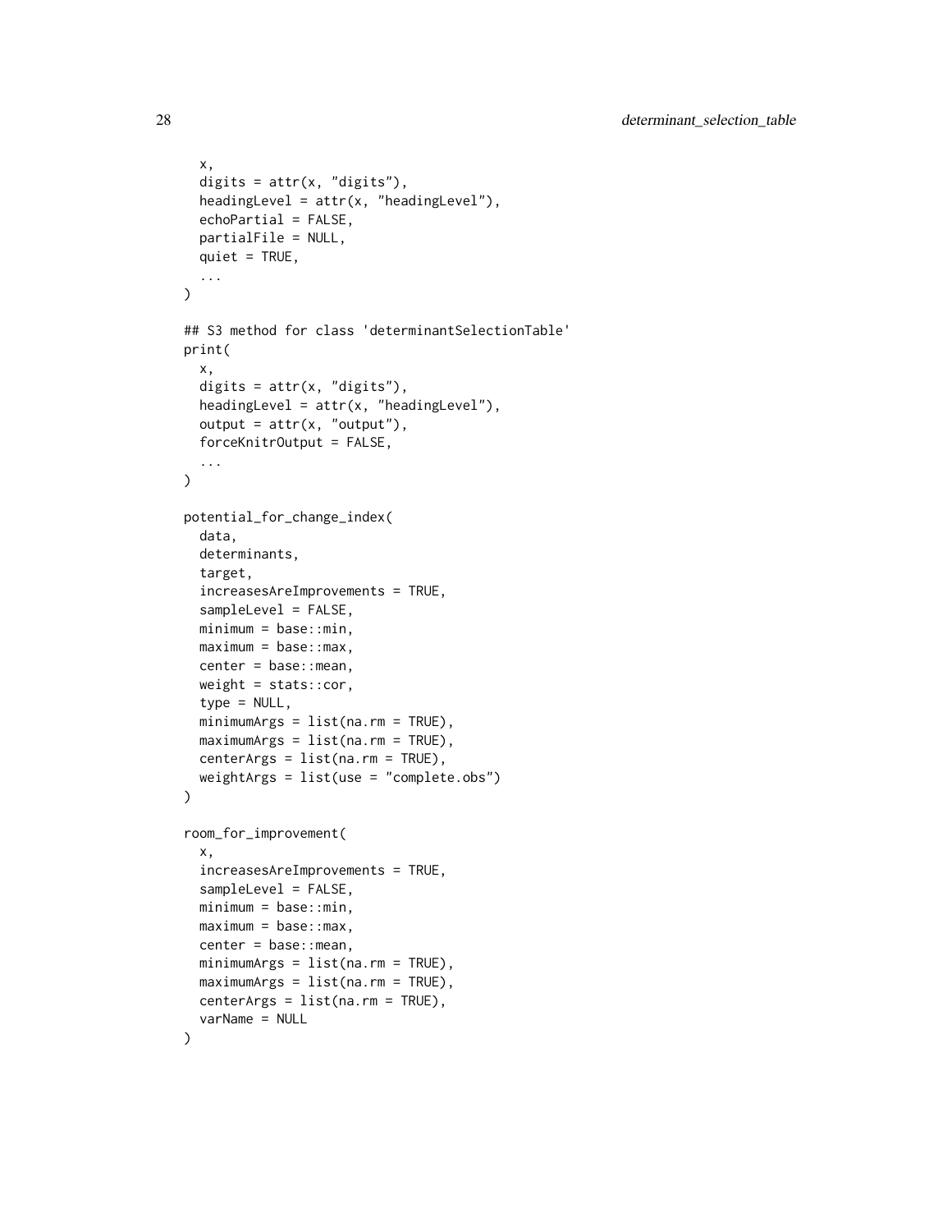```
  x,
  digits = attr(x, "digits"),
  headingLevel = attr(x, "headingLevel"),
  echoPartial = FALSE,
  partialFile = NULL,
  quiet = TRUE,
  ...
)

## S3 method for class 'determinantSelectionTable'
print(
  x,
  digits = attr(x, "digits"),
  headingLevel = attr(x, "headingLevel"),
  output = attr(x, "output"),
  forceKnitrOutput = FALSE,
  ...
)

potential_for_change_index(
  data,
  determinants,
  target,
  increasesAreImprovements = TRUE,
  sampleLevel = FALSE,
  minimum = base::min,
  maximum = base::max,
  center = base::mean,
  weight = stats::cor,
  type = NULL,
  minimumArgs = list(na.rm = TRUE),
  maximumArgs = list(na.rm = TRUE),
  centerArgs = list(na.rm = TRUE),
  weightArgs = list(use = "complete.obs")
)

room_for_improvement(
  x,
  increasesAreImprovements = TRUE,
  sampleLevel = FALSE,
  minimum = base::min,
  maximum = base::max,
  center = base::mean,
  minimumArgs = list(na.rm = TRUE),
  maximumArgs = list(na.rm = TRUE),
  centerArgs = list(na.rm = TRUE),
  varName = NULL
)
```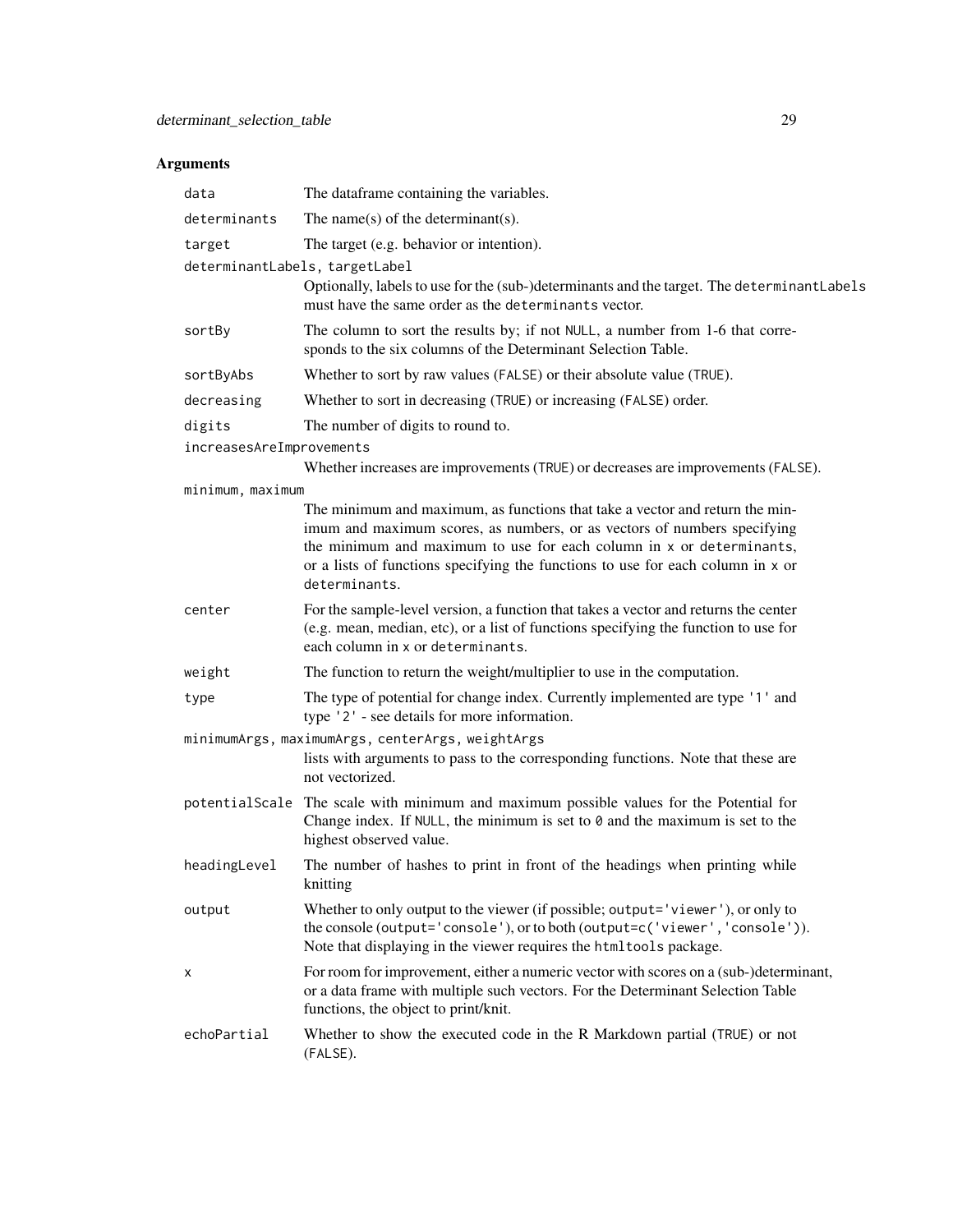## Arguments

- `data` — The dataframe containing the variables.
- `determinants` — The name(s) of the determinant(s).
- `target` — The target (e.g. behavior or intention).
- `determinantLabels, targetLabel` — Optionally, labels to use for the (sub-)determinants and the target. The `determinantLabels` must have the same order as the `determinants` vector.
- `sortBy` — The column to sort the results by; if not `NULL`, a number from 1-6 that corresponds to the six columns of the Determinant Selection Table.
- `sortByAbs` — Whether to sort by raw values (`FALSE`) or their absolute value (`TRUE`).
- `decreasing` — Whether to sort in decreasing (`TRUE`) or increasing (`FALSE`) order.
- `digits` — The number of digits to round to.
- `increasesAreImprovements` — Whether increases are improvements (`TRUE`) or decreases are improvements (`FALSE`).
- `minimum, maximum` — The minimum and maximum, as functions that take a vector and return the minimum and maximum scores, as numbers, or as vectors of numbers specifying the minimum and maximum to use for each column in `x` or `determinants`, or a lists of functions specifying the functions to use for each column in `x` or `determinants`.
- `center` — For the sample-level version, a function that takes a vector and returns the center (e.g. mean, median, etc), or a list of functions specifying the function to use for each column in `x` or `determinants`.
- `weight` — The function to return the weight/multiplier to use in the computation.
- `type` — The type of potential for change index. Currently implemented are type `'1'` and type `'2'` - see details for more information.
- `minimumArgs, maximumArgs, centerArgs, weightArgs` — lists with arguments to pass to the corresponding functions. Note that these are not vectorized.
- `potentialScale` — The scale with minimum and maximum possible values for the Potential for Change index. If `NULL`, the minimum is set to `0` and the maximum is set to the highest observed value.
- `headingLevel` — The number of hashes to print in front of the headings when printing while knitting
- `output` — Whether to only output to the viewer (if possible; `output='viewer'`), or only to the console (`output='console'`), or to both (`output=c('viewer','console')`). Note that displaying in the viewer requires the `htmltools` package.
- `x` — For room for improvement, either a numeric vector with scores on a (sub-)determinant, or a data frame with multiple such vectors. For the Determinant Selection Table functions, the object to print/knit.
- `echoPartial` — Whether to show the executed code in the R Markdown partial (`TRUE`) or not (`FALSE`).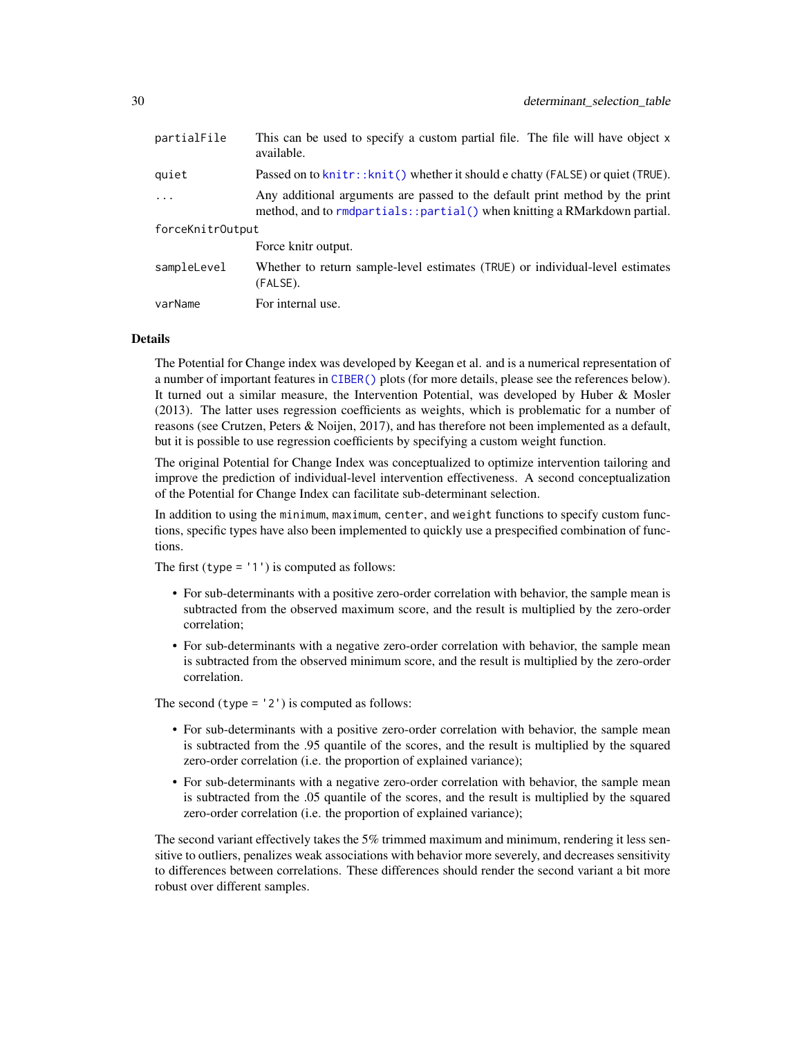| | |
|---|---|
| `partialFile` | This can be used to specify a custom partial file. The file will have object `x` available. |
| `quiet` | Passed on to `knitr::knit()` whether it should e chatty (`FALSE`) or quiet (`TRUE`). |
| `...` | Any additional arguments are passed to the default print method by the print method, and to `rmdpartials::partial()` when knitting a RMarkdown partial. |
| `forceKnitrOutput` | Force knitr output. |
| `sampleLevel` | Whether to return sample-level estimates (`TRUE`) or individual-level estimates (`FALSE`). |
| `varName` | For internal use. |

## Details

The Potential for Change index was developed by Keegan et al. and is a numerical representation of a number of important features in `CIBER()` plots (for more details, please see the references below). It turned out a similar measure, the Intervention Potential, was developed by Huber & Mosler (2013). The latter uses regression coefficients as weights, which is problematic for a number of reasons (see Crutzen, Peters & Noijen, 2017), and has therefore not been implemented as a default, but it is possible to use regression coefficients by specifying a custom weight function.

The original Potential for Change Index was conceptualized to optimize intervention tailoring and improve the prediction of individual-level intervention effectiveness. A second conceptualization of the Potential for Change Index can facilitate sub-determinant selection.

In addition to using the `minimum`, `maximum`, `center`, and `weight` functions to specify custom functions, specific types have also been implemented to quickly use a prespecified combination of functions.

The first (`type = '1'`) is computed as follows:

- For sub-determinants with a positive zero-order correlation with behavior, the sample mean is subtracted from the observed maximum score, and the result is multiplied by the zero-order correlation;
- For sub-determinants with a negative zero-order correlation with behavior, the sample mean is subtracted from the observed minimum score, and the result is multiplied by the zero-order correlation.

The second (`type = '2'`) is computed as follows:

- For sub-determinants with a positive zero-order correlation with behavior, the sample mean is subtracted from the .95 quantile of the scores, and the result is multiplied by the squared zero-order correlation (i.e. the proportion of explained variance);
- For sub-determinants with a negative zero-order correlation with behavior, the sample mean is subtracted from the .05 quantile of the scores, and the result is multiplied by the squared zero-order correlation (i.e. the proportion of explained variance);

The second variant effectively takes the 5% trimmed maximum and minimum, rendering it less sensitive to outliers, penalizes weak associations with behavior more severely, and decreases sensitivity to differences between correlations. These differences should render the second variant a bit more robust over different samples.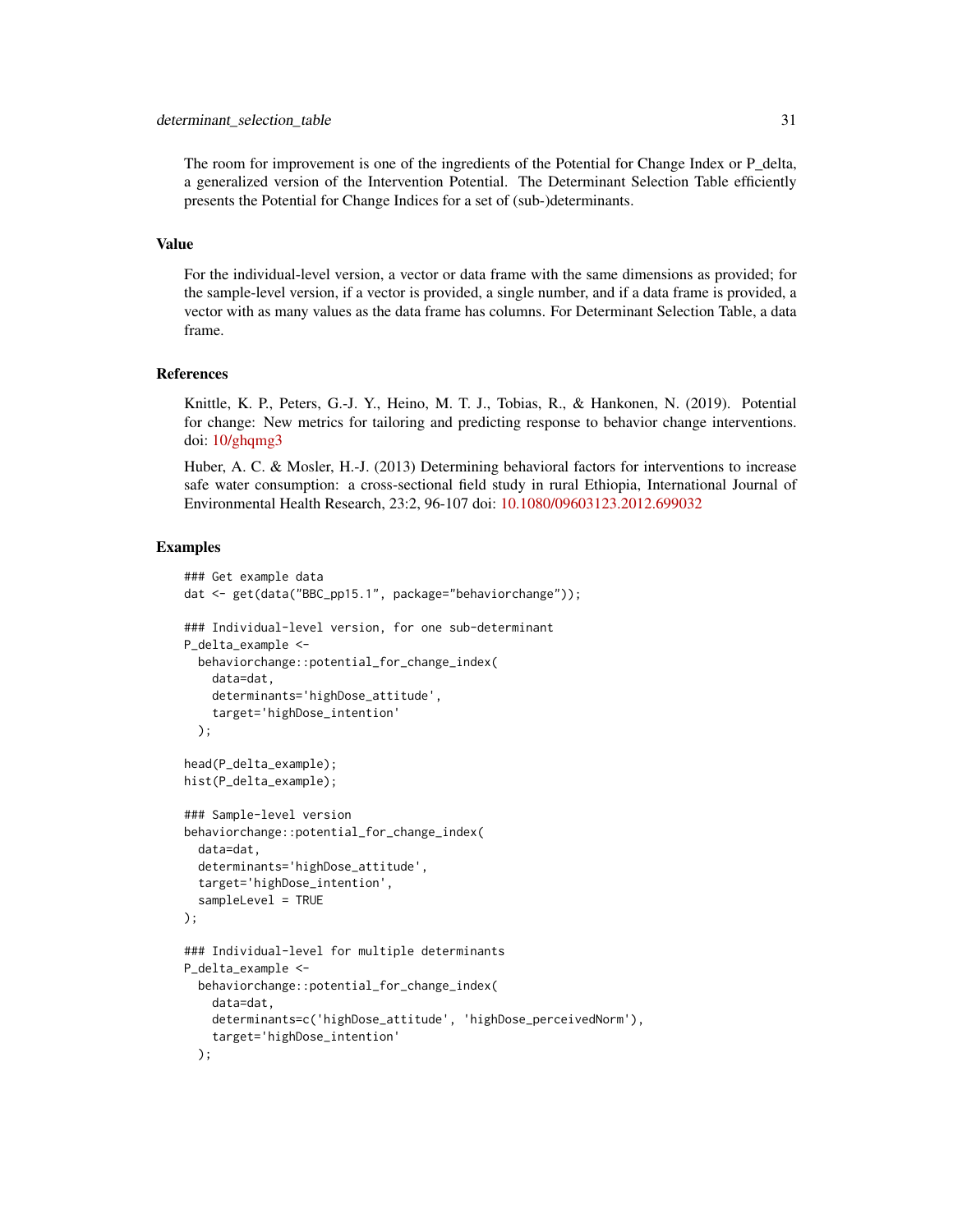The room for improvement is one of the ingredients of the Potential for Change Index or P_delta, a generalized version of the Intervention Potential. The Determinant Selection Table efficiently presents the Potential for Change Indices for a set of (sub-)determinants.

## Value

For the individual-level version, a vector or data frame with the same dimensions as provided; for the sample-level version, if a vector is provided, a single number, and if a data frame is provided, a vector with as many values as the data frame has columns. For Determinant Selection Table, a data frame.

## References

Knittle, K. P., Peters, G.-J. Y., Heino, M. T. J., Tobias, R., & Hankonen, N. (2019). Potential for change: New metrics for tailoring and predicting response to behavior change interventions. doi: 10/ghqmg3

Huber, A. C. & Mosler, H.-J. (2013) Determining behavioral factors for interventions to increase safe water consumption: a cross-sectional field study in rural Ethiopia, International Journal of Environmental Health Research, 23:2, 96-107 doi: 10.1080/09603123.2012.699032

## Examples

```
### Get example data
dat <- get(data("BBC_pp15.1", package="behaviorchange"));

### Individual-level version, for one sub-determinant
P_delta_example <-
  behaviorchange::potential_for_change_index(
    data=dat,
    determinants='highDose_attitude',
    target='highDose_intention'
  );

head(P_delta_example);
hist(P_delta_example);

### Sample-level version
behaviorchange::potential_for_change_index(
  data=dat,
  determinants='highDose_attitude',
  target='highDose_intention',
  sampleLevel = TRUE
);

### Individual-level for multiple determinants
P_delta_example <-
  behaviorchange::potential_for_change_index(
    data=dat,
    determinants=c('highDose_attitude', 'highDose_perceivedNorm'),
    target='highDose_intention'
  );
```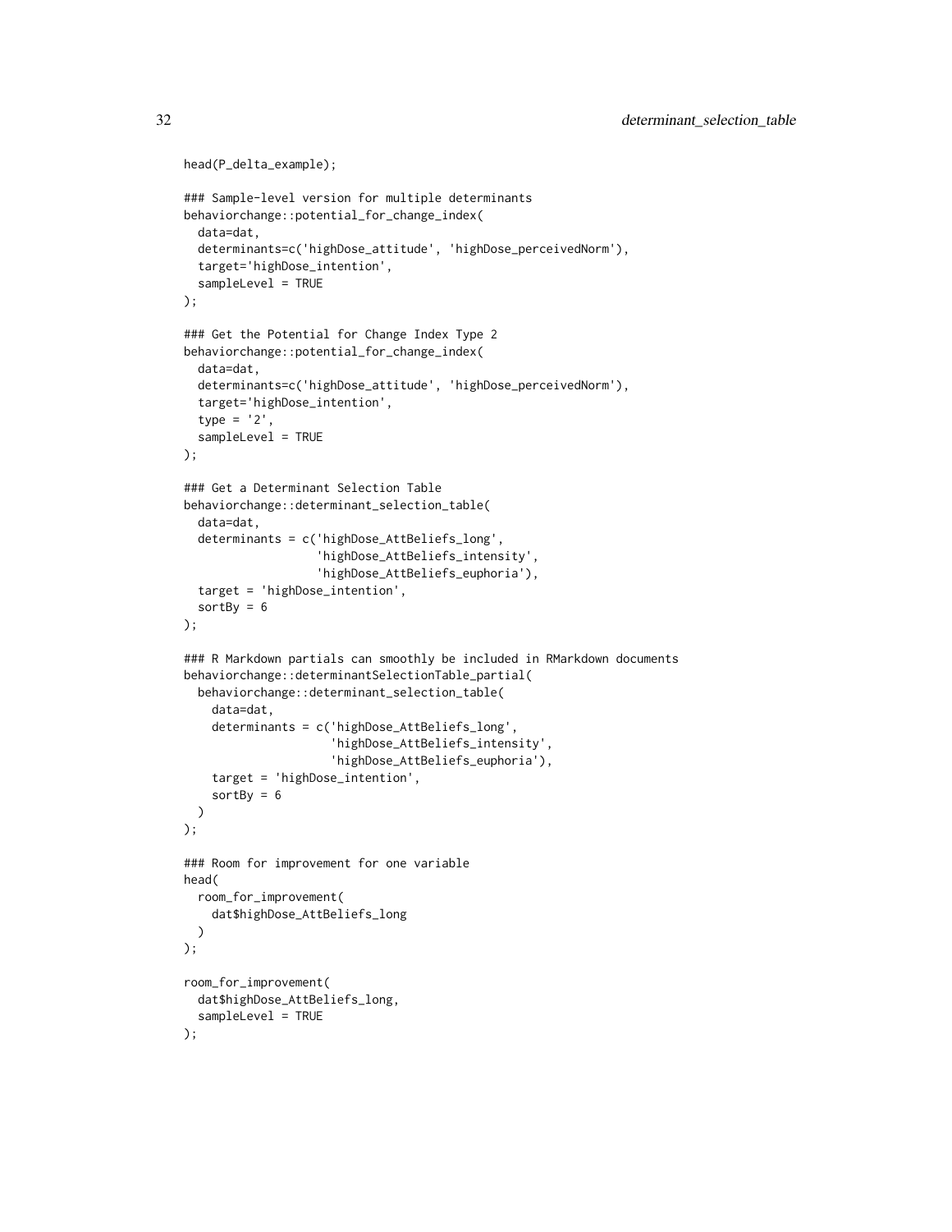```
head(P_delta_example);

### Sample-level version for multiple determinants
behaviorchange::potential_for_change_index(
  data=dat,
  determinants=c('highDose_attitude', 'highDose_perceivedNorm'),
  target='highDose_intention',
  sampleLevel = TRUE
);

### Get the Potential for Change Index Type 2
behaviorchange::potential_for_change_index(
  data=dat,
  determinants=c('highDose_attitude', 'highDose_perceivedNorm'),
  target='highDose_intention',
  type = '2',
  sampleLevel = TRUE
);

### Get a Determinant Selection Table
behaviorchange::determinant_selection_table(
  data=dat,
  determinants = c('highDose_AttBeliefs_long',
                   'highDose_AttBeliefs_intensity',
                   'highDose_AttBeliefs_euphoria'),
  target = 'highDose_intention',
  sortBy = 6
);

### R Markdown partials can smoothly be included in RMarkdown documents
behaviorchange::determinantSelectionTable_partial(
  behaviorchange::determinant_selection_table(
    data=dat,
    determinants = c('highDose_AttBeliefs_long',
                     'highDose_AttBeliefs_intensity',
                     'highDose_AttBeliefs_euphoria'),
    target = 'highDose_intention',
    sortBy = 6
  )
);

### Room for improvement for one variable
head(
  room_for_improvement(
    dat$highDose_AttBeliefs_long
  )
);

room_for_improvement(
  dat$highDose_AttBeliefs_long,
  sampleLevel = TRUE
);
```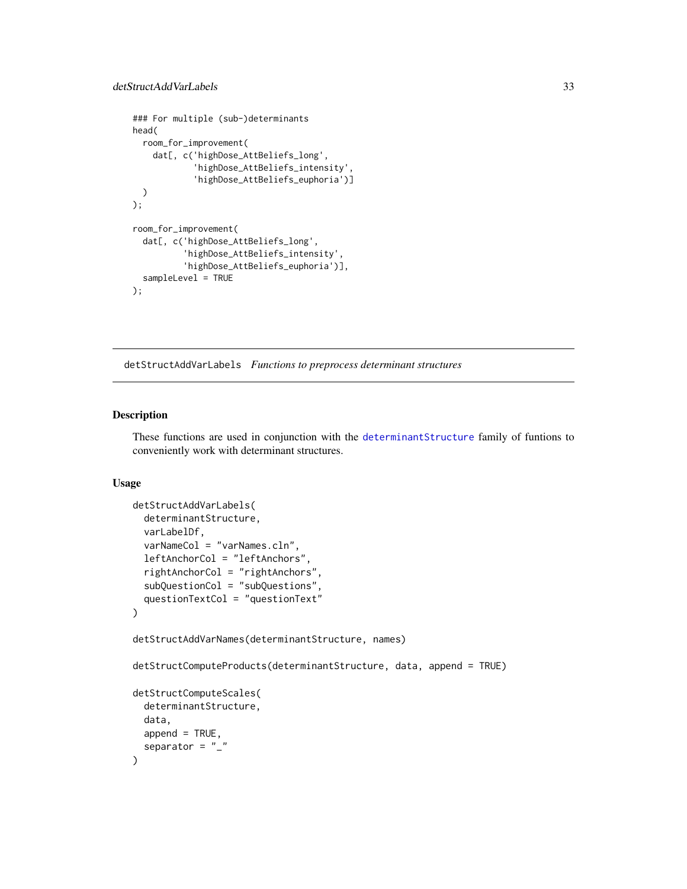```
### For multiple (sub-)determinants
head(
  room_for_improvement(
    dat[, c('highDose_AttBeliefs_long',
            'highDose_AttBeliefs_intensity',
            'highDose_AttBeliefs_euphoria')]
  )
);

room_for_improvement(
  dat[, c('highDose_AttBeliefs_long',
          'highDose_AttBeliefs_intensity',
          'highDose_AttBeliefs_euphoria')],
  sampleLevel = TRUE
);
```

---

## detStructAddVarLabels *Functions to preprocess determinant structures*

---

### Description

These functions are used in conjunction with the determinantStructure family of funtions to conveniently work with determinant structures.

### Usage

```
detStructAddVarLabels(
  determinantStructure,
  varLabelDf,
  varNameCol = "varNames.cln",
  leftAnchorCol = "leftAnchors",
  rightAnchorCol = "rightAnchors",
  subQuestionCol = "subQuestions",
  questionTextCol = "questionText"
)

detStructAddVarNames(determinantStructure, names)

detStructComputeProducts(determinantStructure, data, append = TRUE)

detStructComputeScales(
  determinantStructure,
  data,
  append = TRUE,
  separator = "_"
)
```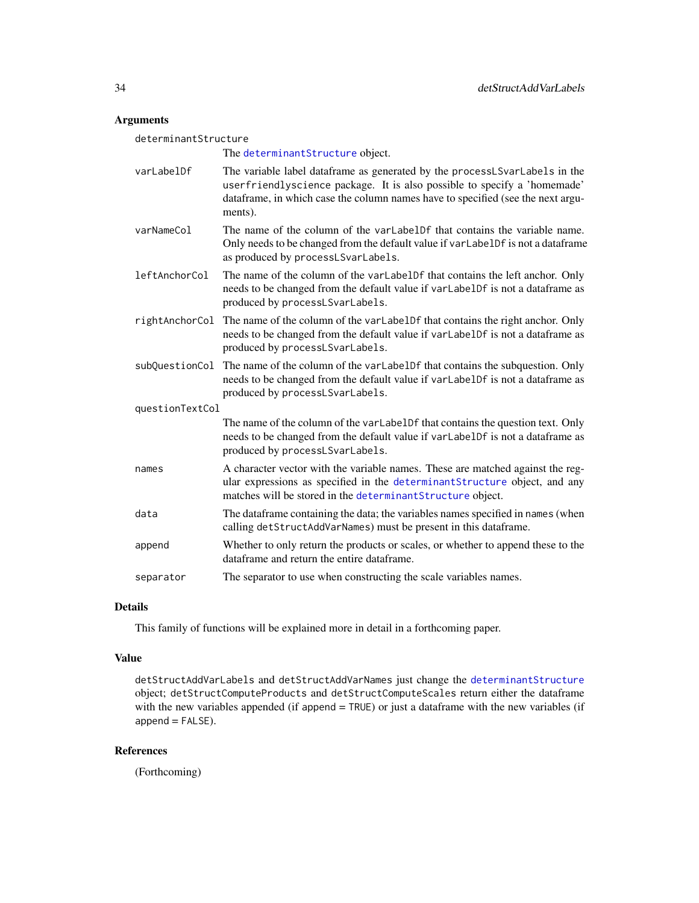## Arguments

determinantStructure
: The determinantStructure object.

varLabelDf
: The variable label dataframe as generated by the processLSvarLabels in the userfriendlyscience package. It is also possible to specify a 'homemade' dataframe, in which case the column names have to specified (see the next arguments).

varNameCol
: The name of the column of the varLabelDf that contains the variable name. Only needs to be changed from the default value if varLabelDf is not a dataframe as produced by processLSvarLabels.

leftAnchorCol
: The name of the column of the varLabelDf that contains the left anchor. Only needs to be changed from the default value if varLabelDf is not a dataframe as produced by processLSvarLabels.

rightAnchorCol
: The name of the column of the varLabelDf that contains the right anchor. Only needs to be changed from the default value if varLabelDf is not a dataframe as produced by processLSvarLabels.

subQuestionCol
: The name of the column of the varLabelDf that contains the subquestion. Only needs to be changed from the default value if varLabelDf is not a dataframe as produced by processLSvarLabels.

questionTextCol
: The name of the column of the varLabelDf that contains the question text. Only needs to be changed from the default value if varLabelDf is not a dataframe as produced by processLSvarLabels.

names
: A character vector with the variable names. These are matched against the regular expressions as specified in the determinantStructure object, and any matches will be stored in the determinantStructure object.

data
: The dataframe containing the data; the variables names specified in names (when calling detStructAddVarNames) must be present in this dataframe.

append
: Whether to only return the products or scales, or whether to append these to the dataframe and return the entire dataframe.

separator
: The separator to use when constructing the scale variables names.

## Details

This family of functions will be explained more in detail in a forthcoming paper.

## Value

detStructAddVarLabels and detStructAddVarNames just change the determinantStructure object; detStructComputeProducts and detStructComputeScales return either the dataframe with the new variables appended (if append = TRUE) or just a dataframe with the new variables (if append = FALSE).

## References

(Forthcoming)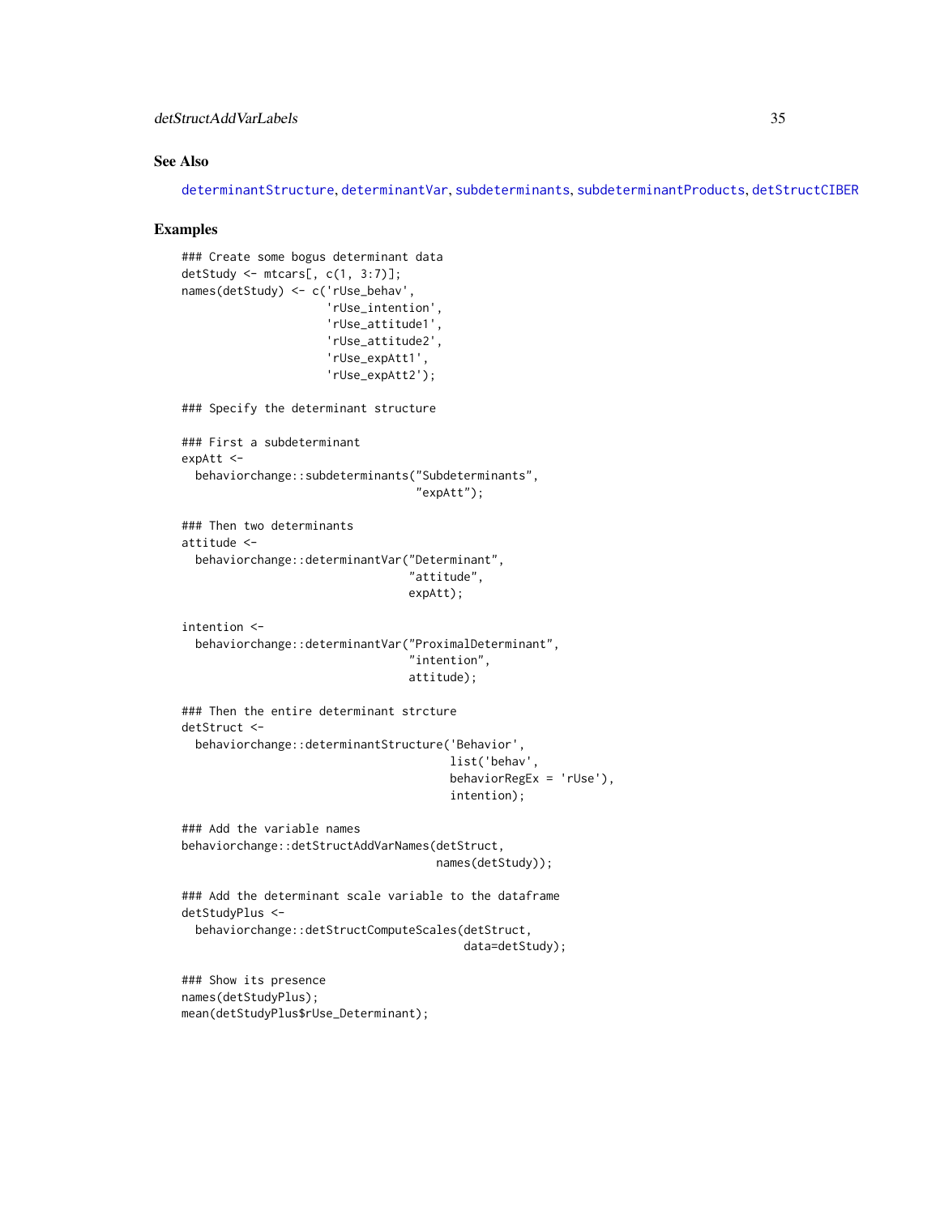## See Also

determinantStructure, determinantVar, subdeterminants, subdeterminantProducts, detStructCIBER

## Examples

```
### Create some bogus determinant data
detStudy <- mtcars[, c(1, 3:7)];
names(detStudy) <- c('rUse_behav',
                     'rUse_intention',
                     'rUse_attitude1',
                     'rUse_attitude2',
                     'rUse_expAtt1',
                     'rUse_expAtt2');

### Specify the determinant structure

### First a subdeterminant
expAtt <-
  behaviorchange::subdeterminants("Subdeterminants",
                                  "expAtt");

### Then two determinants
attitude <-
  behaviorchange::determinantVar("Determinant",
                                 "attitude",
                                 expAtt);

intention <-
  behaviorchange::determinantVar("ProximalDeterminant",
                                 "intention",
                                 attitude);

### Then the entire determinant strcture
detStruct <-
  behaviorchange::determinantStructure('Behavior',
                                       list('behav',
                                       behaviorRegEx = 'rUse'),
                                       intention);

### Add the variable names
behaviorchange::detStructAddVarNames(detStruct,
                                     names(detStudy));

### Add the determinant scale variable to the dataframe
detStudyPlus <-
  behaviorchange::detStructComputeScales(detStruct,
                                         data=detStudy);

### Show its presence
names(detStudyPlus);
mean(detStudyPlus$rUse_Determinant);
```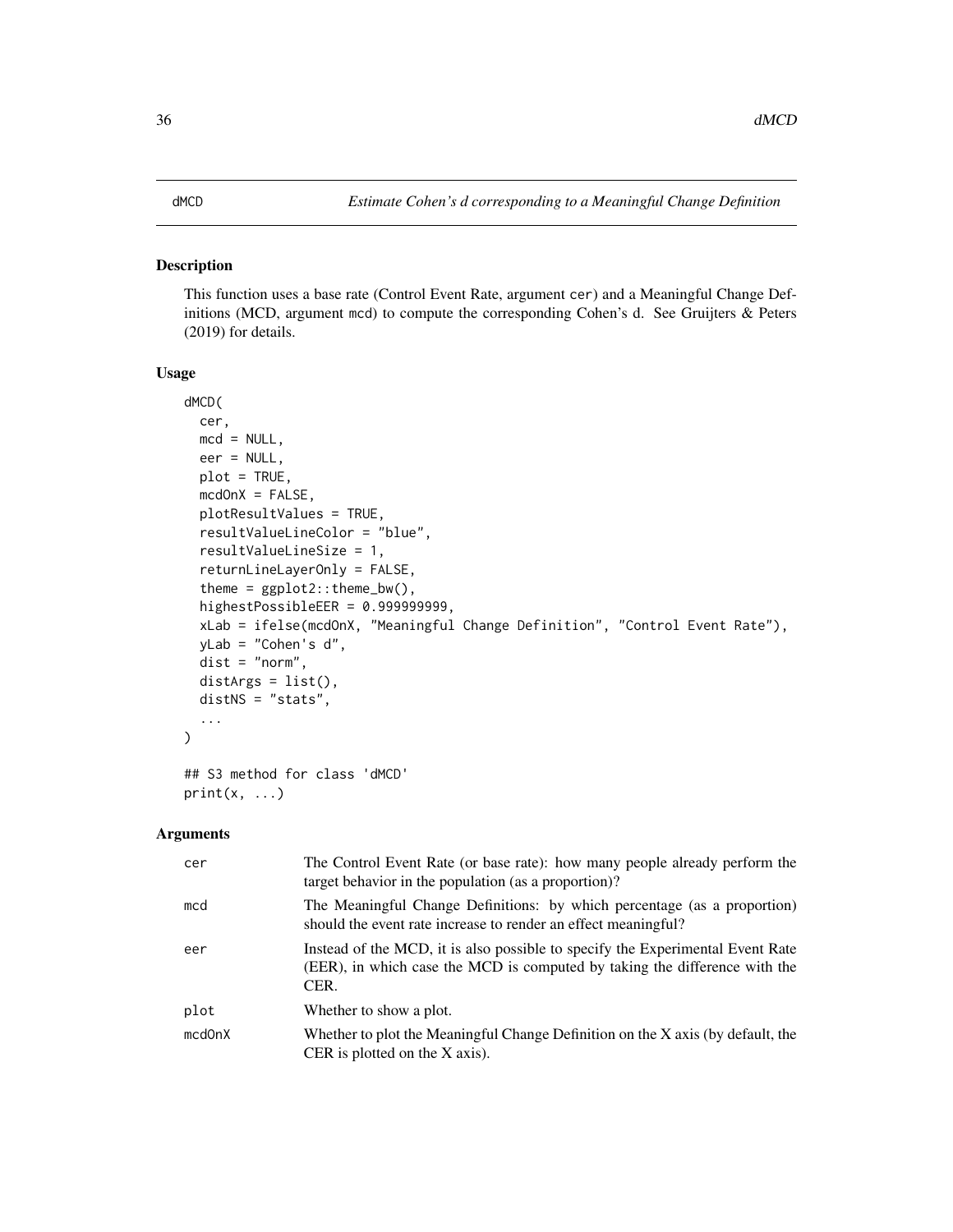# dMCD — *Estimate Cohen's d corresponding to a Meaningful Change Definition*

## Description

This function uses a base rate (Control Event Rate, argument `cer`) and a Meaningful Change Definitions (MCD, argument `mcd`) to compute the corresponding Cohen's d. See Gruijters & Peters (2019) for details.

## Usage

```
dMCD(
  cer,
  mcd = NULL,
  eer = NULL,
  plot = TRUE,
  mcdOnX = FALSE,
  plotResultValues = TRUE,
  resultValueLineColor = "blue",
  resultValueLineSize = 1,
  returnLineLayerOnly = FALSE,
  theme = ggplot2::theme_bw(),
  highestPossibleEER = 0.999999999,
  xLab = ifelse(mcdOnX, "Meaningful Change Definition", "Control Event Rate"),
  yLab = "Cohen's d",
  dist = "norm",
  distArgs = list(),
  distNS = "stats",
  ...
)

## S3 method for class 'dMCD'
print(x, ...)
```

## Arguments

| | |
|---|---|
| `cer` | The Control Event Rate (or base rate): how many people already perform the target behavior in the population (as a proportion)? |
| `mcd` | The Meaningful Change Definitions: by which percentage (as a proportion) should the event rate increase to render an effect meaningful? |
| `eer` | Instead of the MCD, it is also possible to specify the Experimental Event Rate (EER), in which case the MCD is computed by taking the difference with the CER. |
| `plot` | Whether to show a plot. |
| `mcdOnX` | Whether to plot the Meaningful Change Definition on the X axis (by default, the CER is plotted on the X axis). |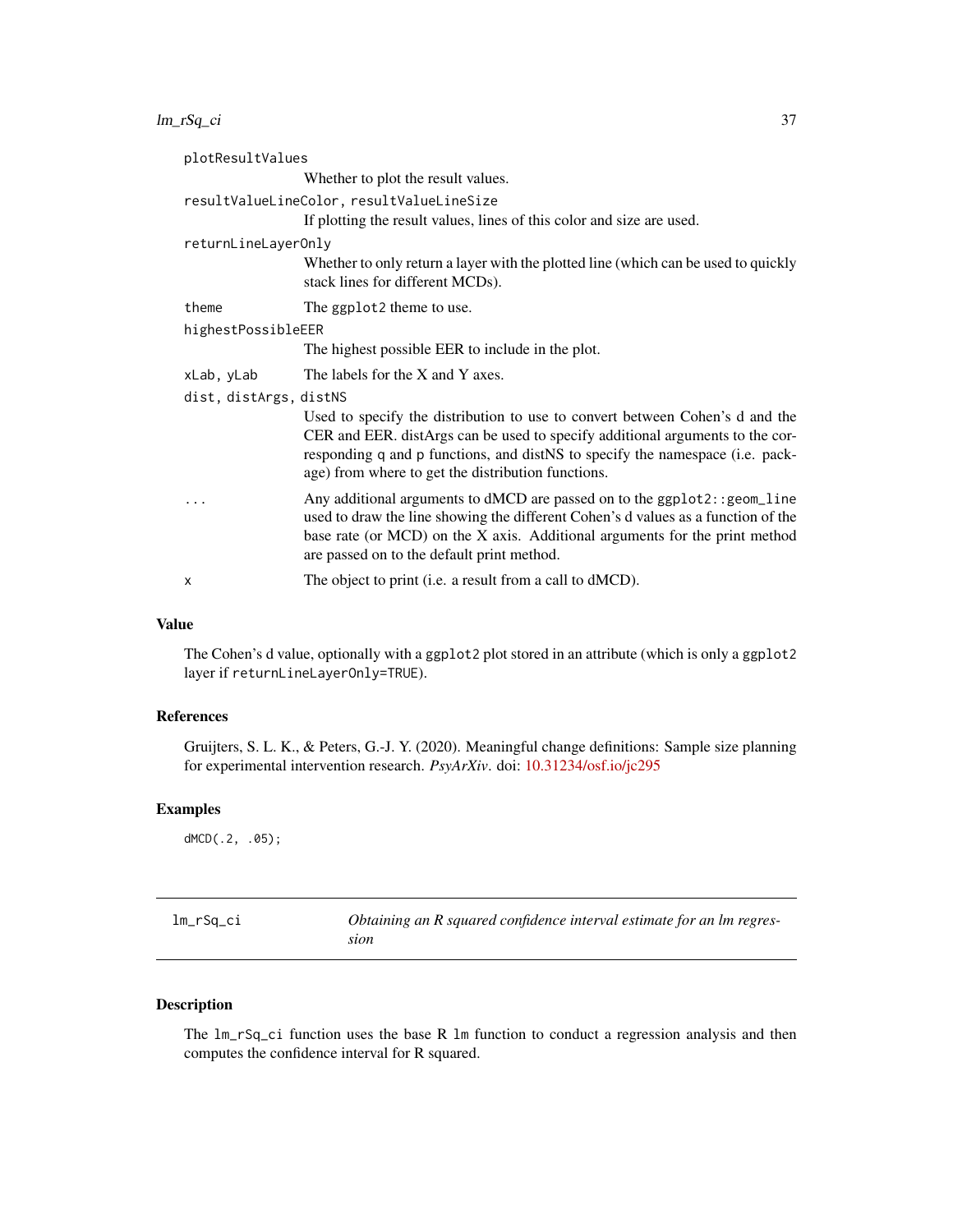`plotResultValues`
: Whether to plot the result values.

`resultValueLineColor, resultValueLineSize`
: If plotting the result values, lines of this color and size are used.

`returnLineLayerOnly`
: Whether to only return a layer with the plotted line (which can be used to quickly stack lines for different MCDs).

`theme`
: The `ggplot2` theme to use.

`highestPossibleEER`
: The highest possible EER to include in the plot.

`xLab, yLab`
: The labels for the X and Y axes.

`dist, distArgs, distNS`
: Used to specify the distribution to use to convert between Cohen's d and the CER and EER. distArgs can be used to specify additional arguments to the corresponding `q` and `p` functions, and distNS to specify the namespace (i.e. package) from where to get the distribution functions.

`...`
: Any additional arguments to dMCD are passed on to the `ggplot2::geom_line` used to draw the line showing the different Cohen's d values as a function of the base rate (or MCD) on the X axis. Additional arguments for the print method are passed on to the default print method.

`x`
: The object to print (i.e. a result from a call to dMCD).

### Value

The Cohen's d value, optionally with a `ggplot2` plot stored in an attribute (which is only a `ggplot2` layer if `returnLineLayerOnly=TRUE`).

### References

Gruijters, S. L. K., & Peters, G.-J. Y. (2020). Meaningful change definitions: Sample size planning for experimental intervention research. *PsyArXiv*. doi: 10.31234/osf.io/jc295

### Examples

```
dMCD(.2, .05);
```

---

## lm_rSq_ci — *Obtaining an R squared confidence interval estimate for an lm regression*

---

### Description

The `lm_rSq_ci` function uses the base R `lm` function to conduct a regression analysis and then computes the confidence interval for R squared.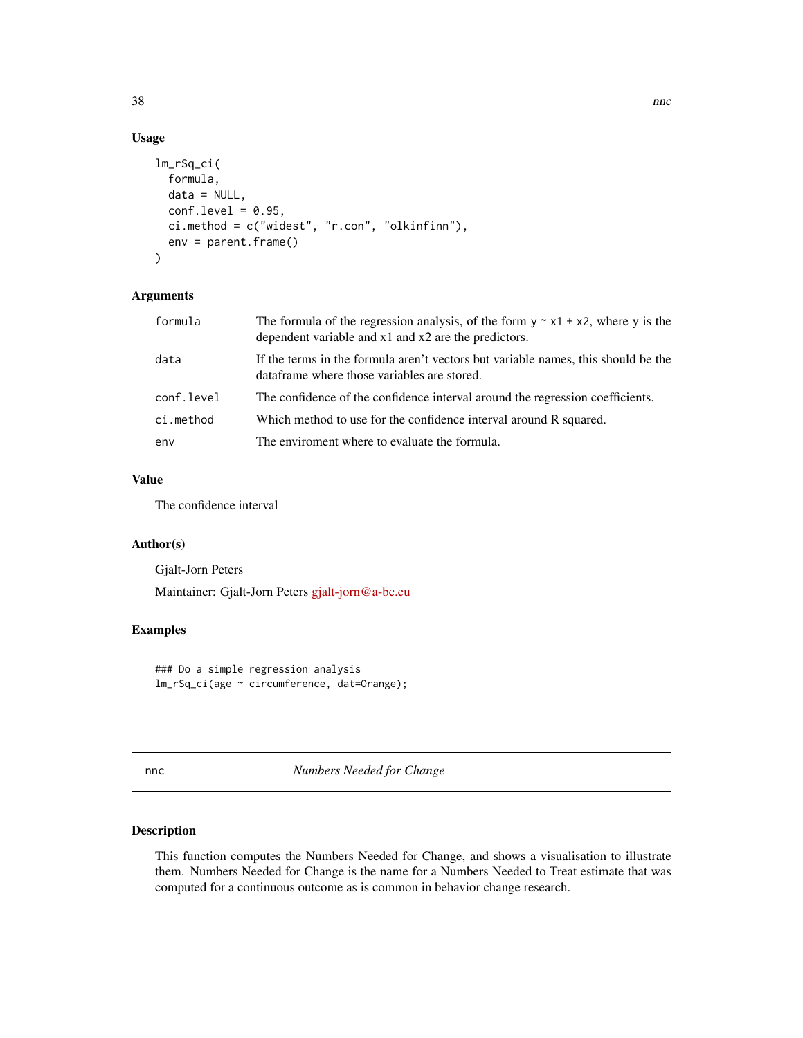## Usage

```
lm_rSq_ci(
  formula,
  data = NULL,
  conf.level = 0.95,
  ci.method = c("widest", "r.con", "olkinfinn"),
  env = parent.frame()
)
```

## Arguments

| | |
|---|---|
| formula | The formula of the regression analysis, of the form `y ~ x1 + x2`, where y is the dependent variable and x1 and x2 are the predictors. |
| data | If the terms in the formula aren't vectors but variable names, this should be the dataframe where those variables are stored. |
| conf.level | The confidence of the confidence interval around the regression coefficients. |
| ci.method | Which method to use for the confidence interval around R squared. |
| env | The enviroment where to evaluate the formula. |

## Value

The confidence interval

## Author(s)

Gjalt-Jorn Peters

Maintainer: Gjalt-Jorn Peters gjalt-jorn@a-bc.eu

## Examples

```
### Do a simple regression analysis
lm_rSq_ci(age ~ circumference, dat=Orange);
```

---

# nnc — *Numbers Needed for Change*

## Description

This function computes the Numbers Needed for Change, and shows a visualisation to illustrate them. Numbers Needed for Change is the name for a Numbers Needed to Treat estimate that was computed for a continuous outcome as is common in behavior change research.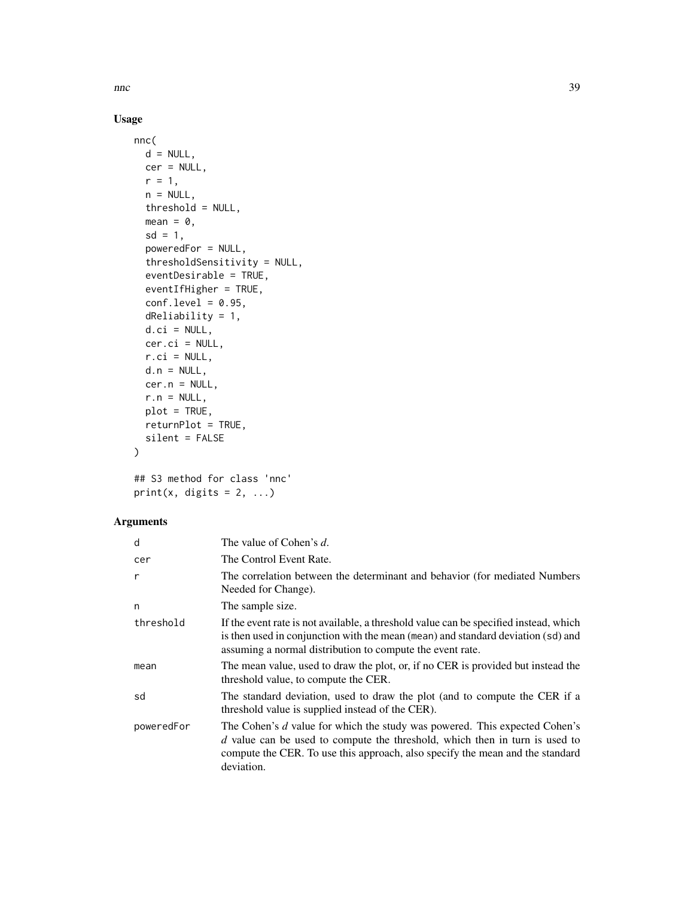## Usage

```
nnc(
  d = NULL,
  cer = NULL,
  r = 1,
  n = NULL,
  threshold = NULL,
  mean = 0,
  sd = 1,
  poweredFor = NULL,
  thresholdSensitivity = NULL,
  eventDesirable = TRUE,
  eventIfHigher = TRUE,
  conf.level = 0.95,
  dReliability = 1,
  d.ci = NULL,
  cer.ci = NULL,
  r.ci = NULL,
  d.n = NULL,
  cer.n = NULL,
  r.n = NULL,
  plot = TRUE,
  returnPlot = TRUE,
  silent = FALSE
)

## S3 method for class 'nnc'
print(x, digits = 2, ...)
```

## Arguments

| | |
|---|---|
| d | The value of Cohen's *d*. |
| cer | The Control Event Rate. |
| r | The correlation between the determinant and behavior (for mediated Numbers Needed for Change). |
| n | The sample size. |
| threshold | If the event rate is not available, a threshold value can be specified instead, which is then used in conjunction with the mean (mean) and standard deviation (sd) and assuming a normal distribution to compute the event rate. |
| mean | The mean value, used to draw the plot, or, if no CER is provided but instead the threshold value, to compute the CER. |
| sd | The standard deviation, used to draw the plot (and to compute the CER if a threshold value is supplied instead of the CER). |
| poweredFor | The Cohen's *d* value for which the study was powered. This expected Cohen's *d* value can be used to compute the threshold, which then in turn is used to compute the CER. To use this approach, also specify the mean and the standard deviation. |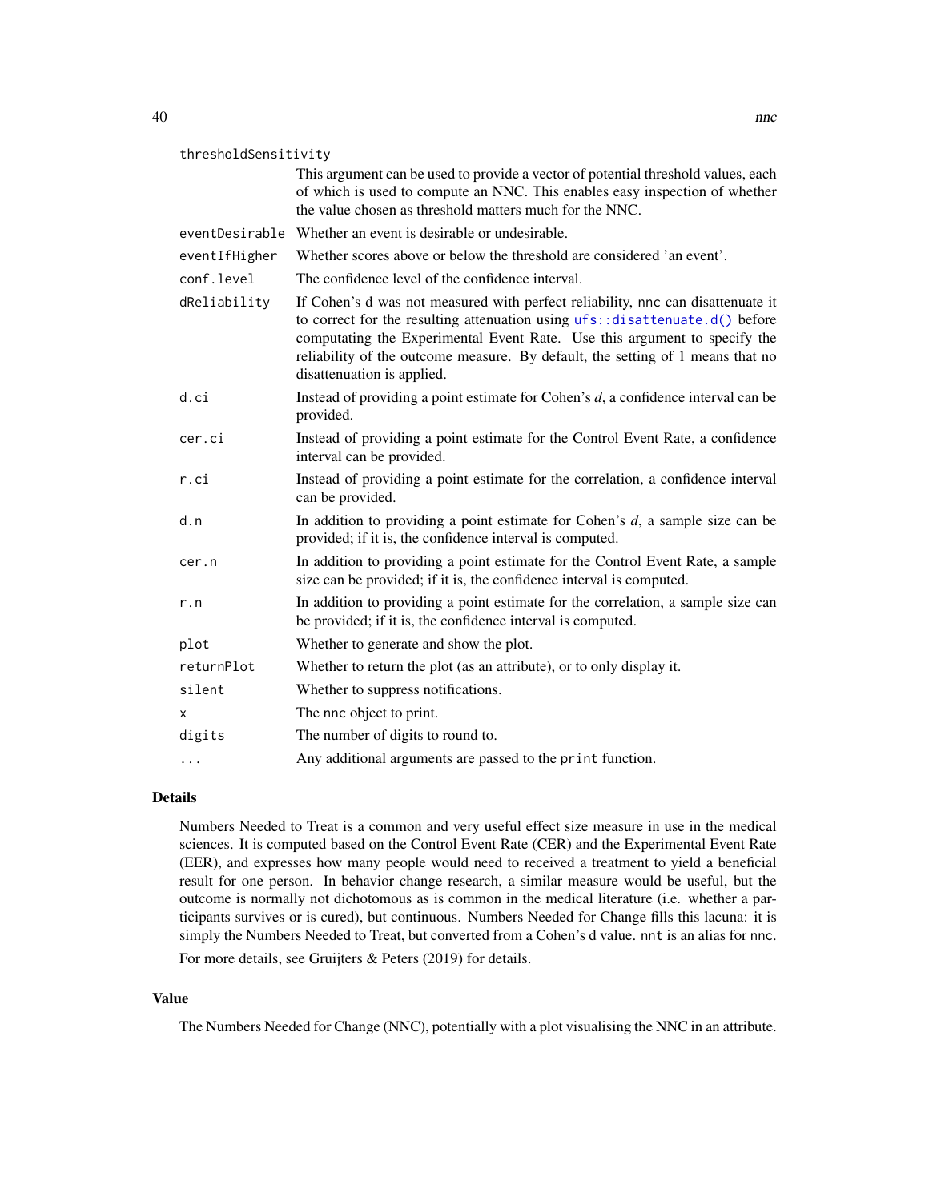| | |
|---|---|
| `thresholdSensitivity` | This argument can be used to provide a vector of potential threshold values, each of which is used to compute an NNC. This enables easy inspection of whether the value chosen as threshold matters much for the NNC. |
| `eventDesirable` | Whether an event is desirable or undesirable. |
| `eventIfHigher` | Whether scores above or below the threshold are considered 'an event'. |
| `conf.level` | The confidence level of the confidence interval. |
| `dReliability` | If Cohen's d was not measured with perfect reliability, `nnc` can disattenuate it to correct for the resulting attenuation using `ufs::disattenuate.d()` before computating the Experimental Event Rate. Use this argument to specify the reliability of the outcome measure. By default, the setting of 1 means that no disattenuation is applied. |
| `d.ci` | Instead of providing a point estimate for Cohen's *d*, a confidence interval can be provided. |
| `cer.ci` | Instead of providing a point estimate for the Control Event Rate, a confidence interval can be provided. |
| `r.ci` | Instead of providing a point estimate for the correlation, a confidence interval can be provided. |
| `d.n` | In addition to providing a point estimate for Cohen's *d*, a sample size can be provided; if it is, the confidence interval is computed. |
| `cer.n` | In addition to providing a point estimate for the Control Event Rate, a sample size can be provided; if it is, the confidence interval is computed. |
| `r.n` | In addition to providing a point estimate for the correlation, a sample size can be provided; if it is, the confidence interval is computed. |
| `plot` | Whether to generate and show the plot. |
| `returnPlot` | Whether to return the plot (as an attribute), or to only display it. |
| `silent` | Whether to suppress notifications. |
| `x` | The `nnc` object to print. |
| `digits` | The number of digits to round to. |
| `...` | Any additional arguments are passed to the `print` function. |

## Details

Numbers Needed to Treat is a common and very useful effect size measure in use in the medical sciences. It is computed based on the Control Event Rate (CER) and the Experimental Event Rate (EER), and expresses how many people would need to received a treatment to yield a beneficial result for one person. In behavior change research, a similar measure would be useful, but the outcome is normally not dichotomous as is common in the medical literature (i.e. whether a participants survives or is cured), but continuous. Numbers Needed for Change fills this lacuna: it is simply the Numbers Needed to Treat, but converted from a Cohen's d value. `nnt` is an alias for `nnc`.

For more details, see Gruijters & Peters (2019) for details.

## Value

The Numbers Needed for Change (NNC), potentially with a plot visualising the NNC in an attribute.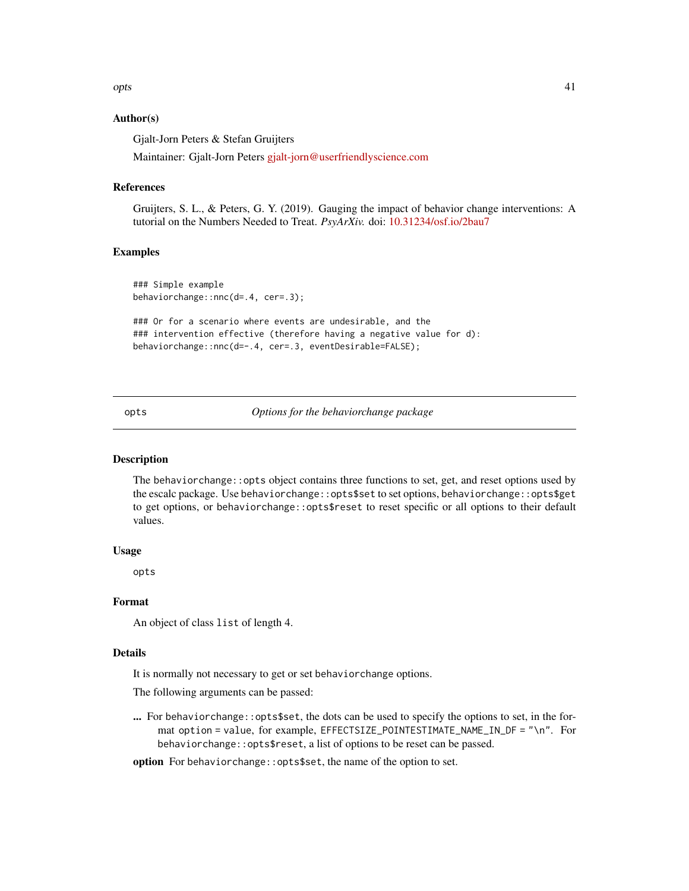### Author(s)

Gjalt-Jorn Peters & Stefan Gruijters

Maintainer: Gjalt-Jorn Peters gjalt-jorn@userfriendlyscience.com

### References

Gruijters, S. L., & Peters, G. Y. (2019). Gauging the impact of behavior change interventions: A tutorial on the Numbers Needed to Treat. *PsyArXiv.* doi: 10.31234/osf.io/2bau7

### Examples

```
### Simple example
behaviorchange::nnc(d=.4, cer=.3);

### Or for a scenario where events are undesirable, and the
### intervention effective (therefore having a negative value for d):
behaviorchange::nnc(d=-.4, cer=.3, eventDesirable=FALSE);
```

---

## opts — *Options for the behaviorchange package*

---

### Description

The `behaviorchange::opts` object contains three functions to set, get, and reset options used by the escalc package. Use `behaviorchange::opts$set` to set options, `behaviorchange::opts$get` to get options, or `behaviorchange::opts$reset` to reset specific or all options to their default values.

### Usage

```
opts
```

### Format

An object of class `list` of length 4.

### Details

It is normally not necessary to get or set `behaviorchange` options.

The following arguments can be passed:

**...** For `behaviorchange::opts$set`, the dots can be used to specify the options to set, in the format `option = value`, for example, `EFFECTSIZE_POINTESTIMATE_NAME_IN_DF = "\n"`. For `behaviorchange::opts$reset`, a list of options to be reset can be passed.

**option** For `behaviorchange::opts$set`, the name of the option to set.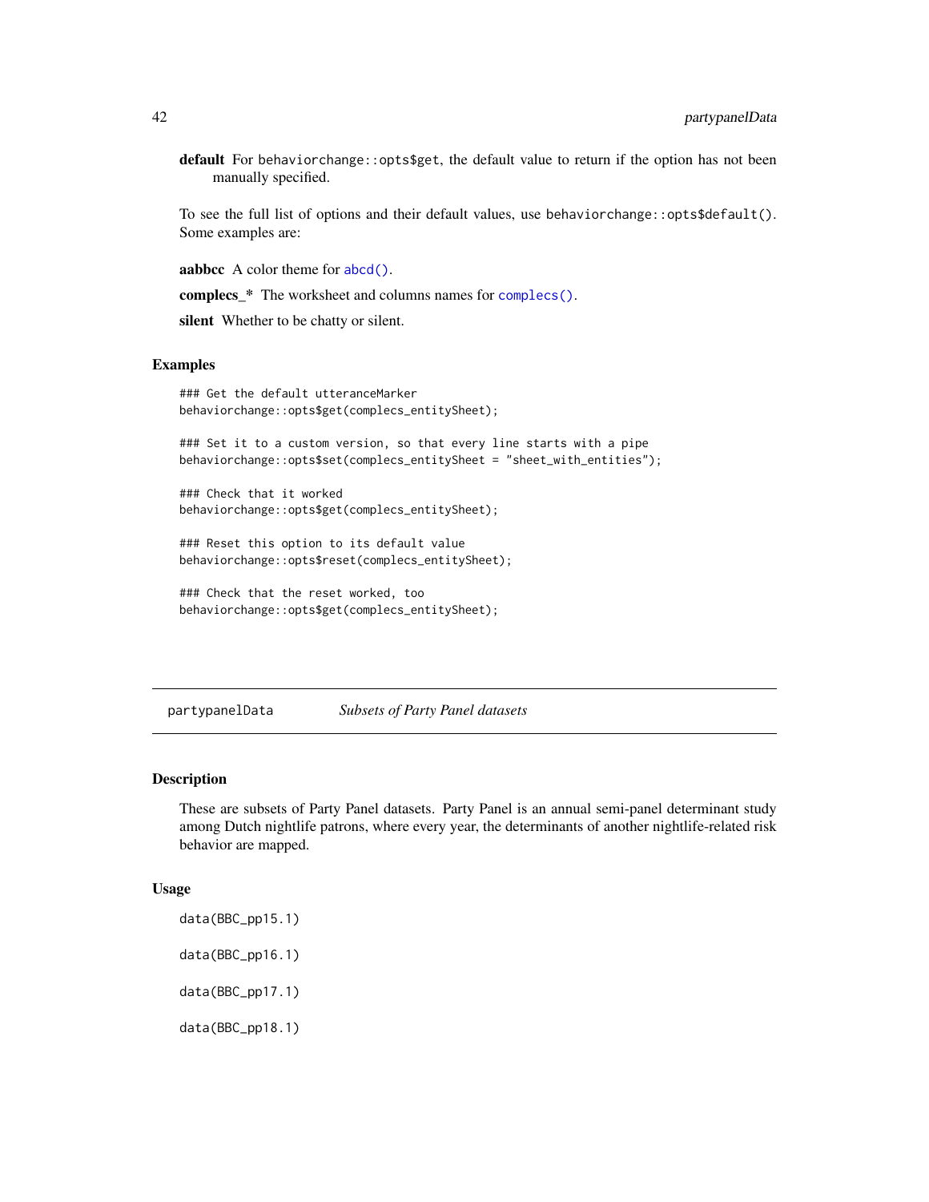**default** For `behaviorchange::opts$get`, the default value to return if the option has not been manually specified.

To see the full list of options and their default values, use `behaviorchange::opts$default()`. Some examples are:

**aabbcc** A color theme for `abcd()`.

**complecs_*** The worksheet and columns names for `complecs()`.

**silent** Whether to be chatty or silent.

### Examples

```
### Get the default utteranceMarker
behaviorchange::opts$get(complecs_entitySheet);

### Set it to a custom version, so that every line starts with a pipe
behaviorchange::opts$set(complecs_entitySheet = "sheet_with_entities");

### Check that it worked
behaviorchange::opts$get(complecs_entitySheet);

### Reset this option to its default value
behaviorchange::opts$reset(complecs_entitySheet);

### Check that the reset worked, too
behaviorchange::opts$get(complecs_entitySheet);
```

---

## partypanelData *Subsets of Party Panel datasets*

### Description

These are subsets of Party Panel datasets. Party Panel is an annual semi-panel determinant study among Dutch nightlife patrons, where every year, the determinants of another nightlife-related risk behavior are mapped.

### Usage

```
data(BBC_pp15.1)

data(BBC_pp16.1)

data(BBC_pp17.1)

data(BBC_pp18.1)
```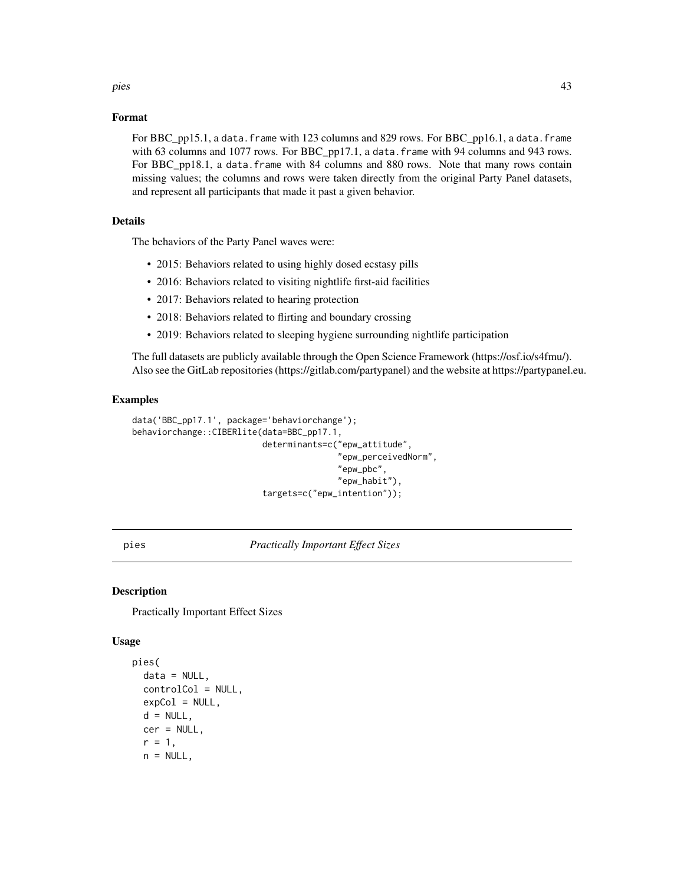## Format

For BBC_pp15.1, a `data.frame` with 123 columns and 829 rows. For BBC_pp16.1, a `data.frame` with 63 columns and 1077 rows. For BBC_pp17.1, a `data.frame` with 94 columns and 943 rows. For BBC_pp18.1, a `data.frame` with 84 columns and 880 rows. Note that many rows contain missing values; the columns and rows were taken directly from the original Party Panel datasets, and represent all participants that made it past a given behavior.

## Details

The behaviors of the Party Panel waves were:

- 2015: Behaviors related to using highly dosed ecstasy pills
- 2016: Behaviors related to visiting nightlife first-aid facilities
- 2017: Behaviors related to hearing protection
- 2018: Behaviors related to flirting and boundary crossing
- 2019: Behaviors related to sleeping hygiene surrounding nightlife participation

The full datasets are publicly available through the Open Science Framework (https://osf.io/s4fmu/). Also see the GitLab repositories (https://gitlab.com/partypanel) and the website at https://partypanel.eu.

## Examples

```
data('BBC_pp17.1', package='behaviorchange');
behaviorchange::CIBERlite(data=BBC_pp17.1,
                          determinants=c("epw_attitude",
                                         "epw_perceivedNorm",
                                         "epw_pbc",
                                         "epw_habit"),
                          targets=c("epw_intention"));
```

---

# pies — *Practically Important Effect Sizes*

## Description

Practically Important Effect Sizes

## Usage

```
pies(
  data = NULL,
  controlCol = NULL,
  expCol = NULL,
  d = NULL,
  cer = NULL,
  r = 1,
  n = NULL,
```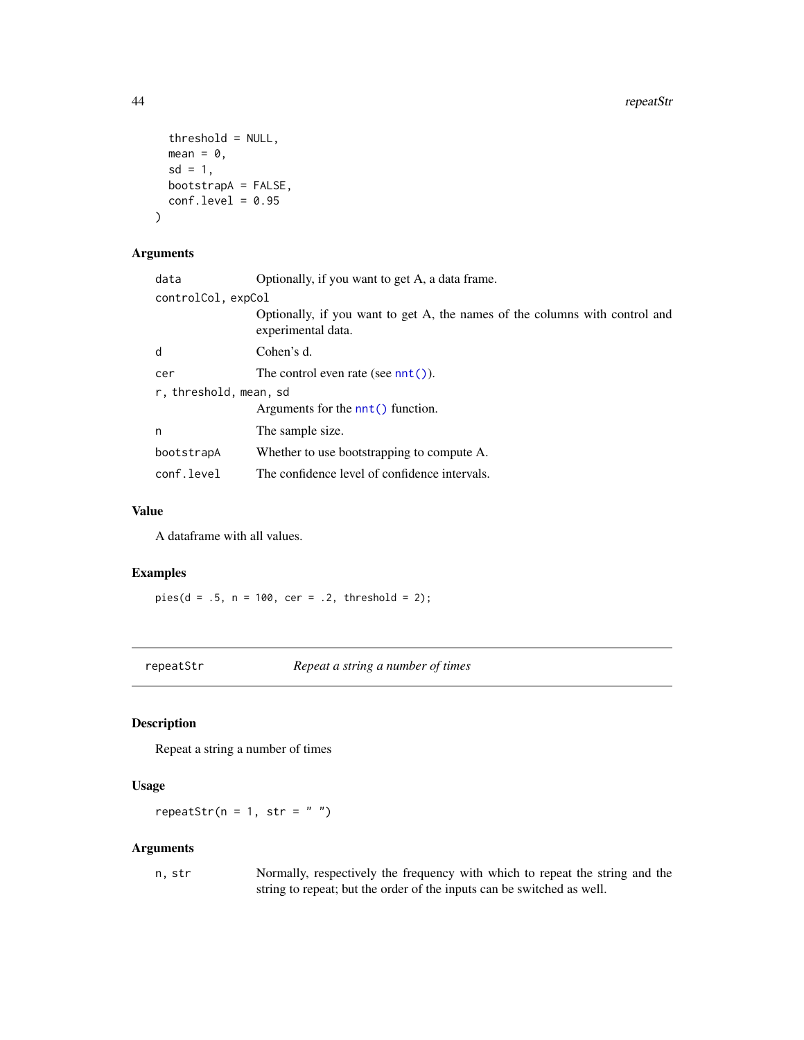```
  threshold = NULL,
  mean = 0,
  sd = 1,
  bootstrapA = FALSE,
  conf.level = 0.95
)
```

### Arguments

| | |
|---|---|
| data | Optionally, if you want to get A, a data frame. |
| controlCol, expCol | Optionally, if you want to get A, the names of the columns with control and experimental data. |
| d | Cohen's d. |
| cer | The control even rate (see nnt()). |
| r, threshold, mean, sd | Arguments for the nnt() function. |
| n | The sample size. |
| bootstrapA | Whether to use bootstrapping to compute A. |
| conf.level | The confidence level of confidence intervals. |

### Value

A dataframe with all values.

### Examples

```
pies(d = .5, n = 100, cer = .2, threshold = 2);
```

---

## repeatStr — *Repeat a string a number of times*

### Description

Repeat a string a number of times

### Usage

```
repeatStr(n = 1, str = " ")
```

### Arguments

| | |
|---|---|
| n, str | Normally, respectively the frequency with which to repeat the string and the string to repeat; but the order of the inputs can be switched as well. |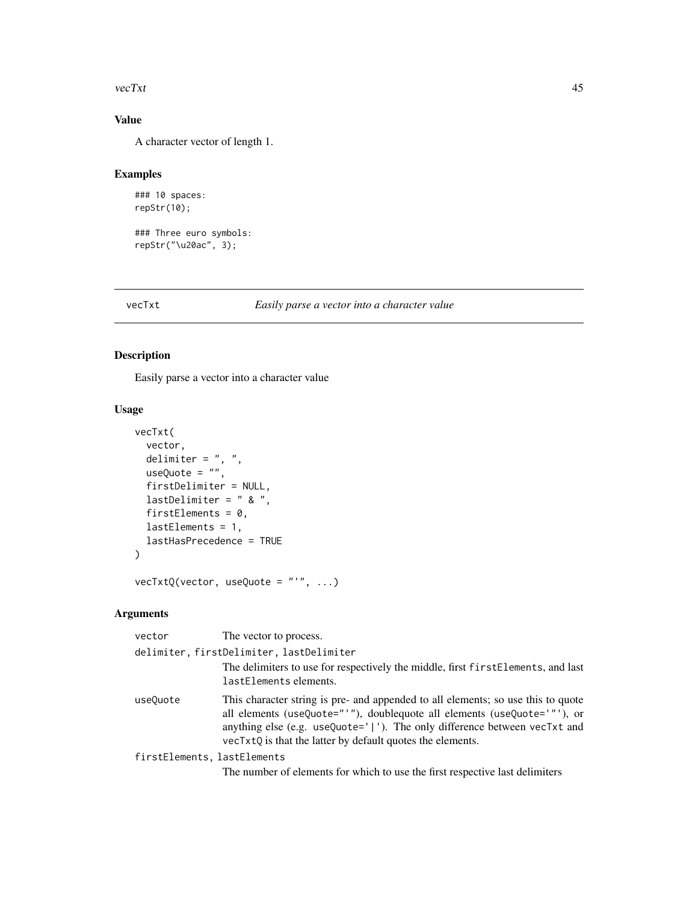## Value

A character vector of length 1.

## Examples

```
### 10 spaces:
repStr(10);

### Three euro symbols:
repStr("\u20ac", 3);
```

# vecTxt — *Easily parse a vector into a character value*

## Description

Easily parse a vector into a character value

## Usage

```
vecTxt(
  vector,
  delimiter = ", ",
  useQuote = "",
  firstDelimiter = NULL,
  lastDelimiter = " & ",
  firstElements = 0,
  lastElements = 1,
  lastHasPrecedence = TRUE
)

vecTxtQ(vector, useQuote = "'", ...)
```

## Arguments

`vector` — The vector to process.

`delimiter, firstDelimiter, lastDelimiter` — The delimiters to use for respectively the middle, first `firstElements`, and last `lastElements` elements.

`useQuote` — This character string is pre- and appended to all elements; so use this to quote all elements (`useQuote="'"`), doublequote all elements (`useQuote='"'`), or anything else (e.g. `useQuote='|'`). The only difference between `vecTxt` and `vecTxtQ` is that the latter by default quotes the elements.

`firstElements, lastElements` — The number of elements for which to use the first respective last delimiters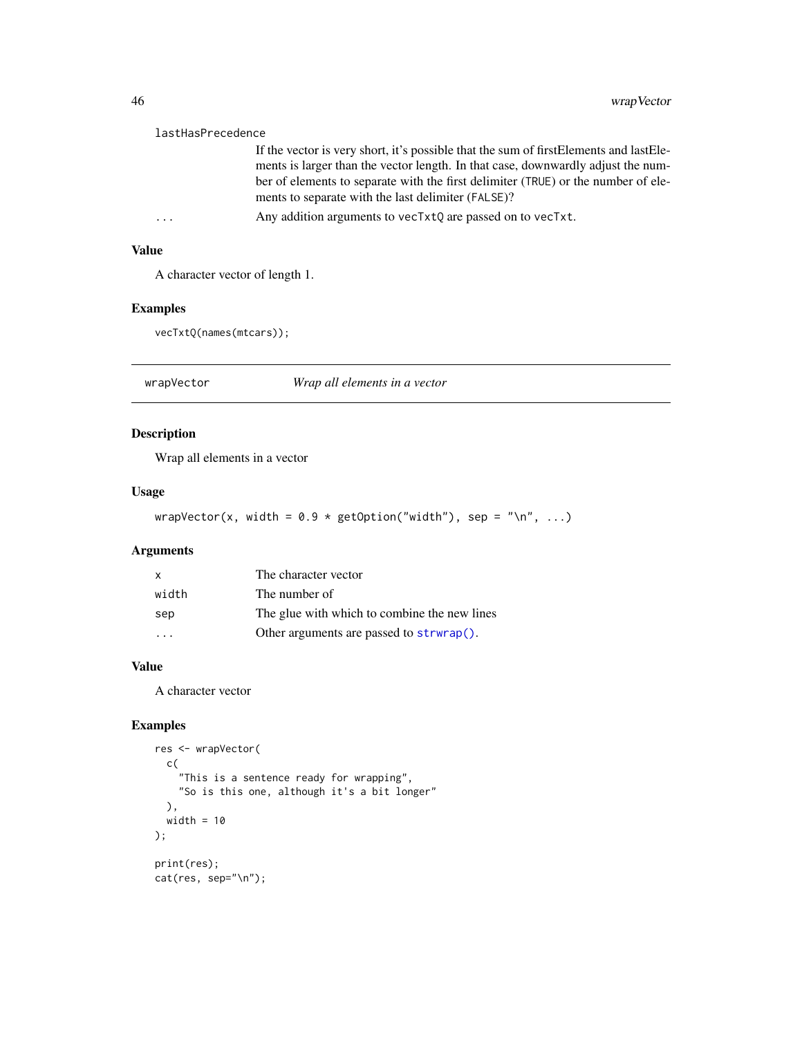lastHasPrecedence
: If the vector is very short, it's possible that the sum of firstElements and lastElements is larger than the vector length. In that case, downwardly adjust the number of elements to separate with the first delimiter (TRUE) or the number of elements to separate with the last delimiter (FALSE)?

...
: Any addition arguments to vecTxtQ are passed on to vecTxt.

## Value

A character vector of length 1.

## Examples

```
vecTxtQ(names(mtcars));
```

---

# wrapVector *Wrap all elements in a vector*

## Description

Wrap all elements in a vector

## Usage

```
wrapVector(x, width = 0.9 * getOption("width"), sep = "\n", ...)
```

## Arguments

| | |
|---|---|
| x | The character vector |
| width | The number of |
| sep | The glue with which to combine the new lines |
| ... | Other arguments are passed to strwrap(). |

## Value

A character vector

## Examples

```
res <- wrapVector(
  c(
    "This is a sentence ready for wrapping",
    "So is this one, although it's a bit longer"
  ),
  width = 10
);

print(res);
cat(res, sep="\n");
```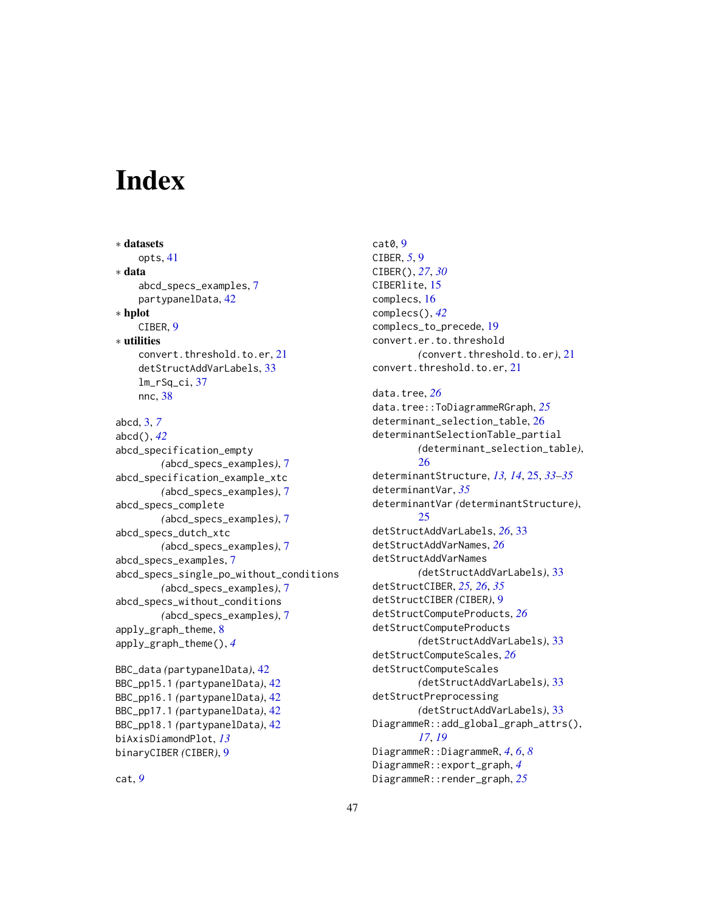# Index

∗ **datasets**
  opts, 41
∗ **data**
  abcd_specs_examples, 7
  partypanelData, 42
∗ **hplot**
  CIBER, 9
∗ **utilities**
  convert.threshold.to.er, 21
  detStructAddVarLabels, 33
  lm_rSq_ci, 37
  nnc, 38

abcd, 3, *7*
abcd(), *42*
abcd_specification_empty
  *(*abcd_specs_examples*)*, 7
abcd_specification_example_xtc
  *(*abcd_specs_examples*)*, 7
abcd_specs_complete
  *(*abcd_specs_examples*)*, 7
abcd_specs_dutch_xtc
  *(*abcd_specs_examples*)*, 7
abcd_specs_examples, 7
abcd_specs_single_po_without_conditions
  *(*abcd_specs_examples*)*, 7
abcd_specs_without_conditions
  *(*abcd_specs_examples*)*, 7
apply_graph_theme, 8
apply_graph_theme(), *4*

BBC_data *(*partypanelData*)*, 42
BBC_pp15.1 *(*partypanelData*)*, 42
BBC_pp16.1 *(*partypanelData*)*, 42
BBC_pp17.1 *(*partypanelData*)*, 42
BBC_pp18.1 *(*partypanelData*)*, 42
biAxisDiamondPlot, *13*
binaryCIBER *(*CIBER*)*, 9

cat, *9*
cat0, 9
CIBER, *5*, 9
CIBER(), *27*, *30*
CIBERlite, 15
complecs, 16
complecs(), *42*
complecs_to_precede, 19
convert.er.to.threshold
  *(*convert.threshold.to.er*)*, 21
convert.threshold.to.er, 21

data.tree, *26*
data.tree::ToDiagrammeRGraph, *25*
determinant_selection_table, 26
determinantSelectionTable_partial
  *(*determinant_selection_table*)*,
  26
determinantStructure, *13*, *14*, 25, *33–35*
determinantVar, *35*
determinantVar *(*determinantStructure*)*,
  25
detStructAddVarLabels, *26*, 33
detStructAddVarNames, *26*
detStructAddVarNames
  *(*detStructAddVarLabels*)*, 33
detStructCIBER, *25*, *26*, *35*
detStructCIBER *(*CIBER*)*, 9
detStructComputeProducts, *26*
detStructComputeProducts
  *(*detStructAddVarLabels*)*, 33
detStructComputeScales, *26*
detStructComputeScales
  *(*detStructAddVarLabels*)*, 33
detStructPreprocessing
  *(*detStructAddVarLabels*)*, 33
DiagrammeR::add_global_graph_attrs(),
  *17*, *19*
DiagrammeR::DiagrammeR, *4*, *6*, *8*
DiagrammeR::export_graph, *4*
DiagrammeR::render_graph, *25*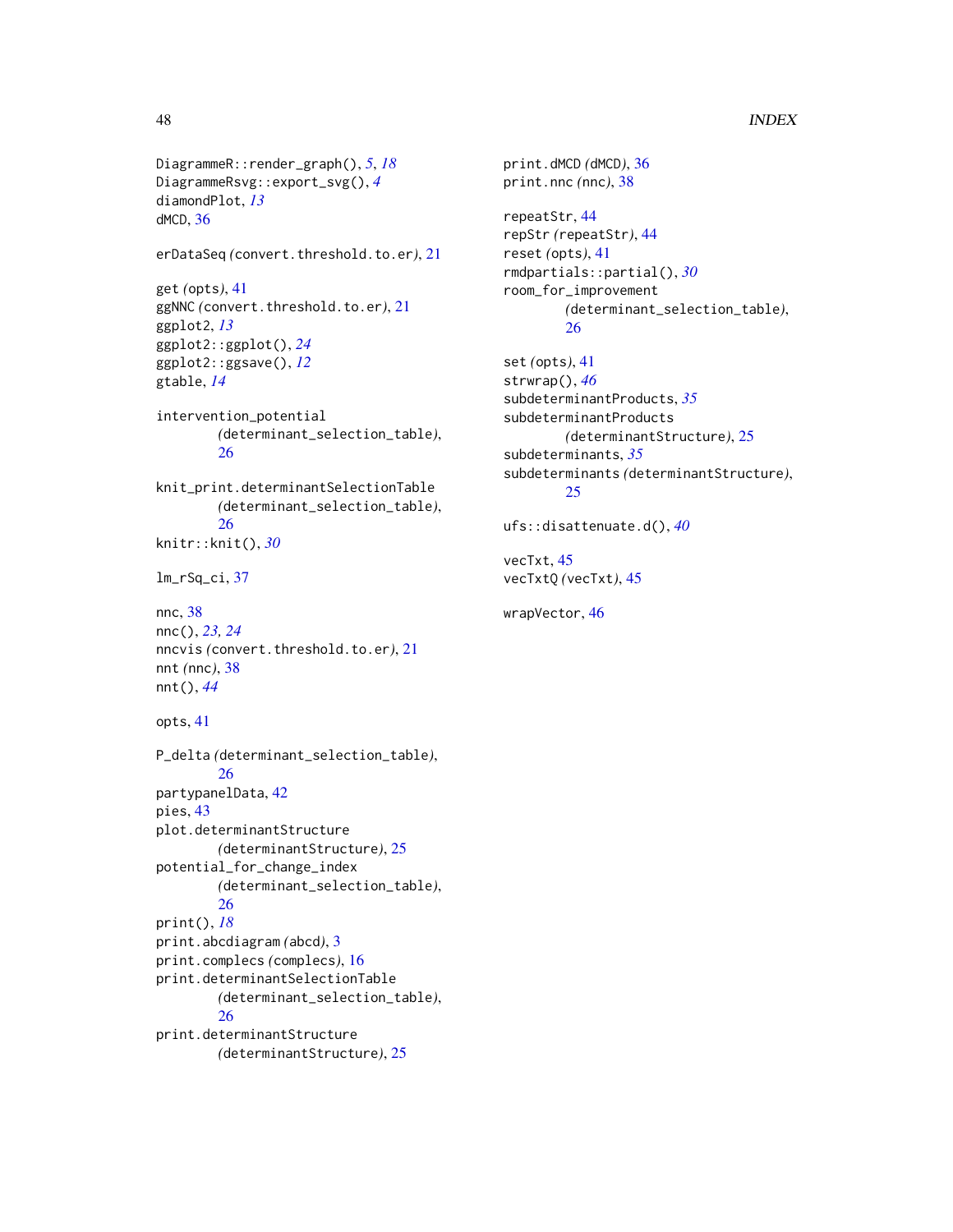DiagrammeR::render_graph(), *5*, *18*
DiagrammeRsvg::export_svg(), *4*
diamondPlot, *13*
dMCD, 36

erDataSeq *(*convert.threshold.to.er*)*, 21

get *(*opts*)*, 41
ggNNC *(*convert.threshold.to.er*)*, 21
ggplot2, *13*
ggplot2::ggplot(), *24*
ggplot2::ggsave(), *12*
gtable, *14*

intervention_potential
        *(*determinant_selection_table*)*,
        26

knit_print.determinantSelectionTable
        *(*determinant_selection_table*)*,
        26
knitr::knit(), *30*

lm_rSq_ci, 37

nnc, 38
nnc(), *23*, *24*
nncvis *(*convert.threshold.to.er*)*, 21
nnt *(*nnc*)*, 38
nnt(), *44*

opts, 41

P_delta *(*determinant_selection_table*)*,
        26
partypanelData, 42
pies, 43
plot.determinantStructure
        *(*determinantStructure*)*, 25
potential_for_change_index
        *(*determinant_selection_table*)*,
        26
print(), *18*
print.abcdiagram *(*abcd*)*, 3
print.complecs *(*complecs*)*, 16
print.determinantSelectionTable
        *(*determinant_selection_table*)*,
        26
print.determinantStructure
        *(*determinantStructure*)*, 25
print.dMCD *(*dMCD*)*, 36
print.nnc *(*nnc*)*, 38

repeatStr, 44
repStr *(*repeatStr*)*, 44
reset *(*opts*)*, 41
rmdpartials::partial(), *30*
room_for_improvement
        *(*determinant_selection_table*)*,
        26

set *(*opts*)*, 41
strwrap(), *46*
subdeterminantProducts, *35*
subdeterminantProducts
        *(*determinantStructure*)*, 25
subdeterminants, *35*
subdeterminants *(*determinantStructure*)*,
        25

ufs::disattenuate.d(), *40*

vecTxt, 45
vecTxtQ *(*vecTxt*)*, 45

wrapVector, 46